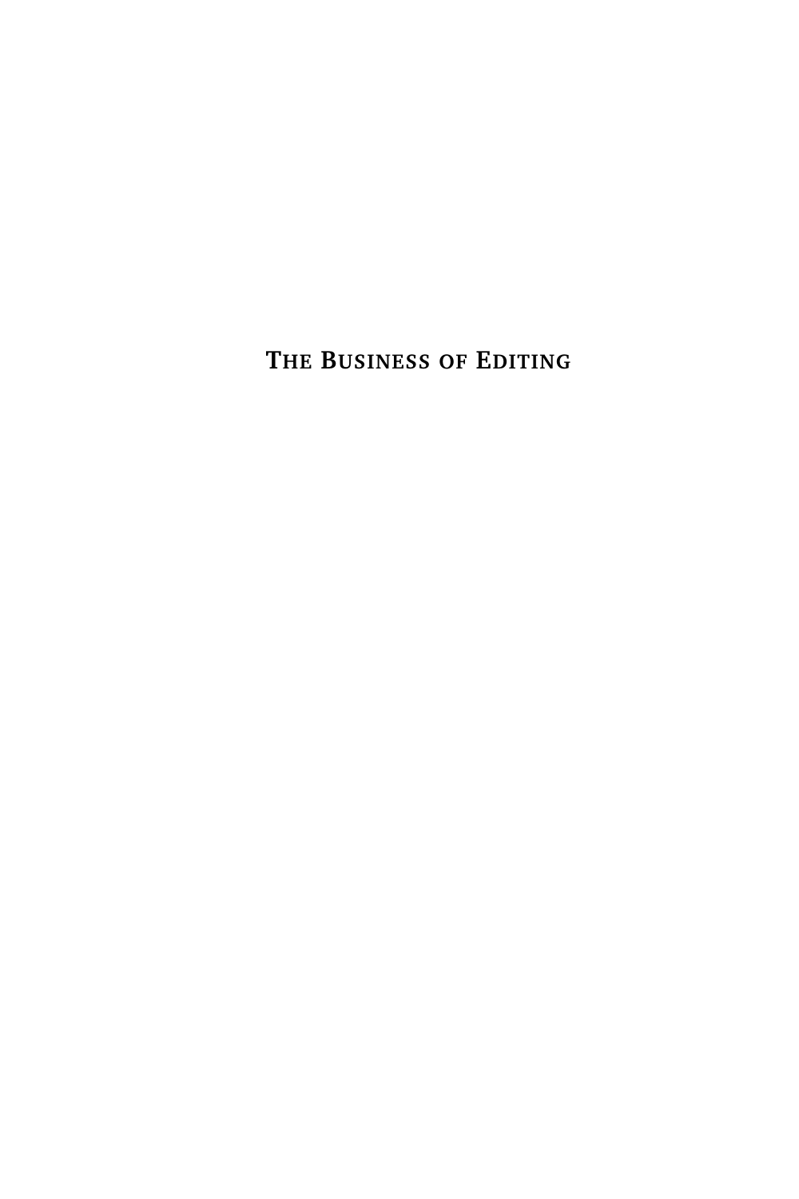# The Business of Editing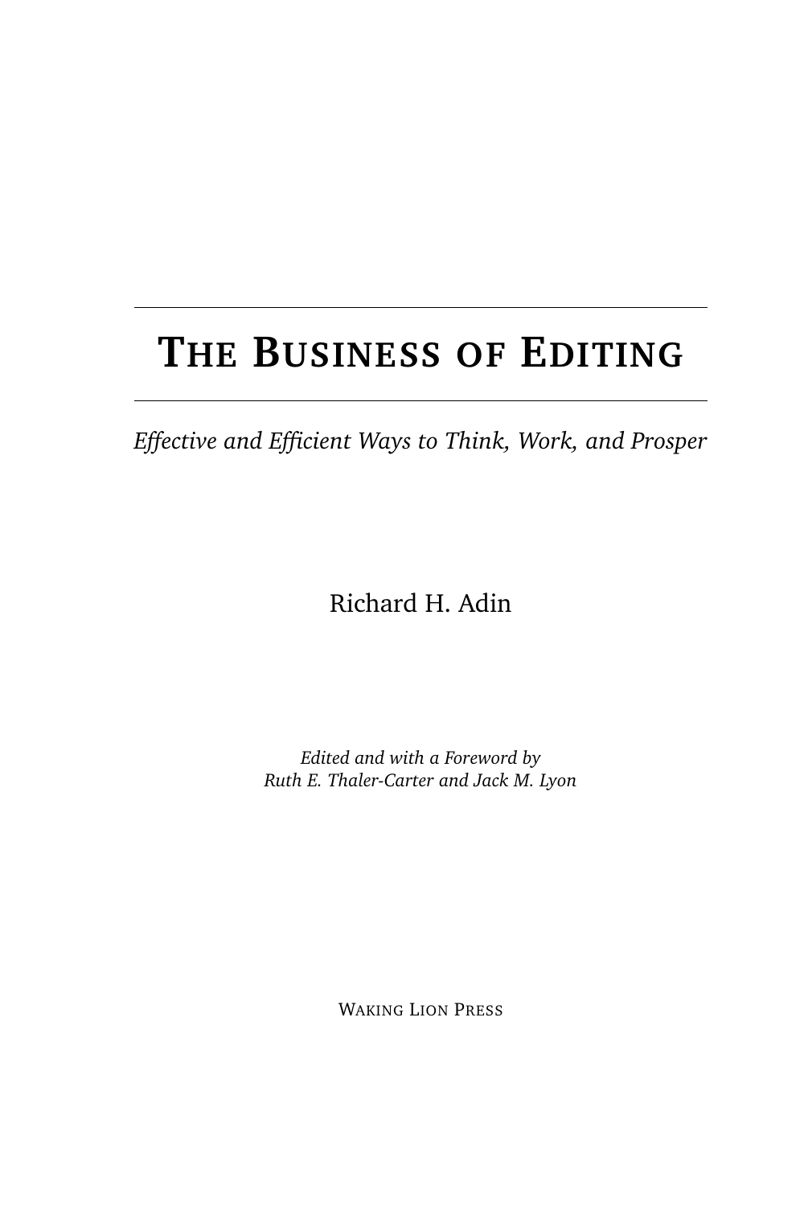# THE BUSINESS OF EDITING

*Effective and Efficient Ways to Think, Work, and Prosper*

Richard H. Adin

*Edited and with a Foreword by*
*Ruth E. Thaler-Carter and Jack M. Lyon*

WAKING LION PRESS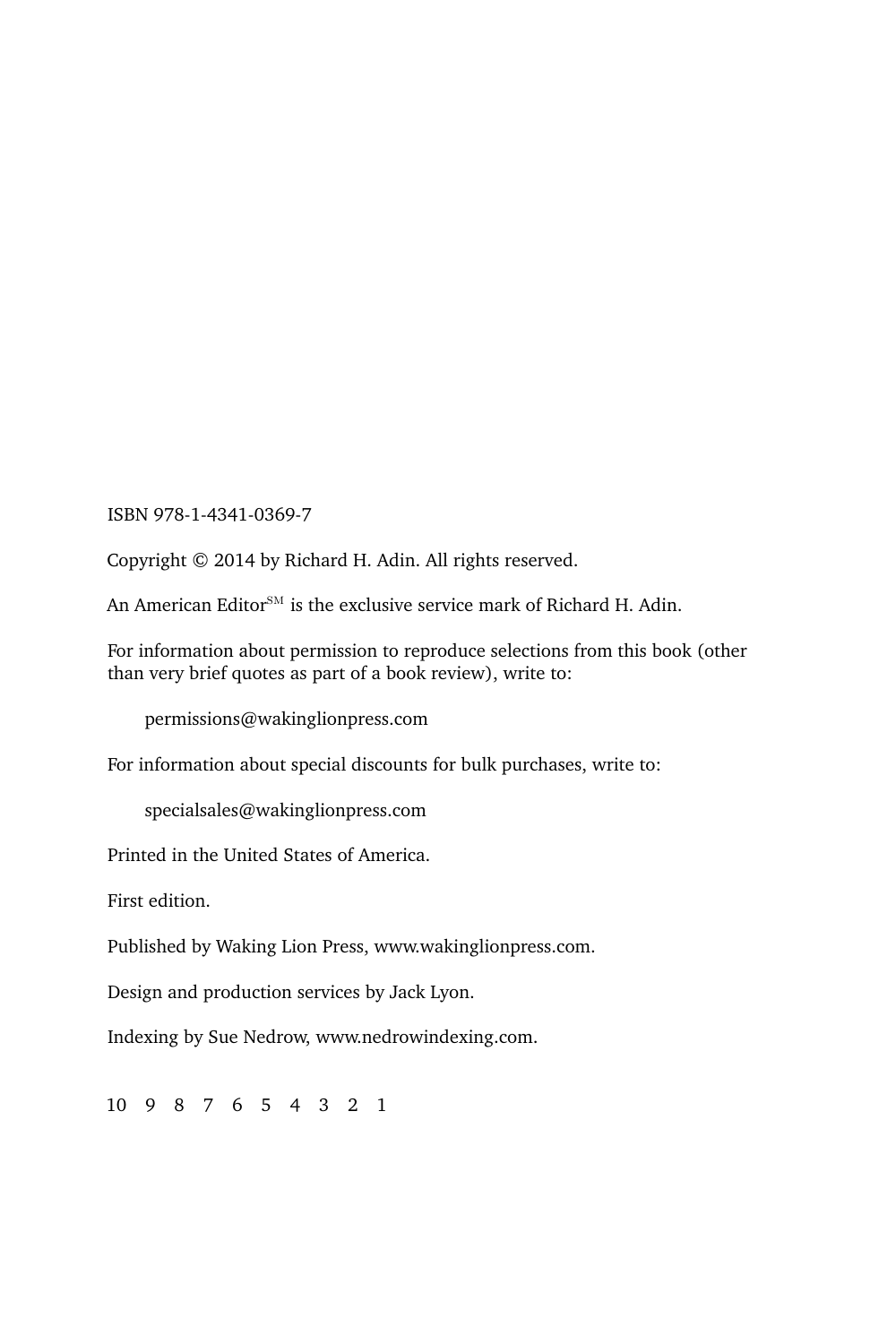ISBN 978-1-4341-0369-7

Copyright © 2014 by Richard H. Adin. All rights reserved.

An American Editor[SM] is the exclusive service mark of Richard H. Adin.

For information about permission to reproduce selections from this book (other than very brief quotes as part of a book review), write to:

permissions@wakinglionpress.com

For information about special discounts for bulk purchases, write to:

specialsales@wakinglionpress.com

Printed in the United States of America.

First edition.

Published by Waking Lion Press, www.wakinglionpress.com.

Design and production services by Jack Lyon.

Indexing by Sue Nedrow, www.nedrowindexing.com.

10 9 8 7 6 5 4 3 2 1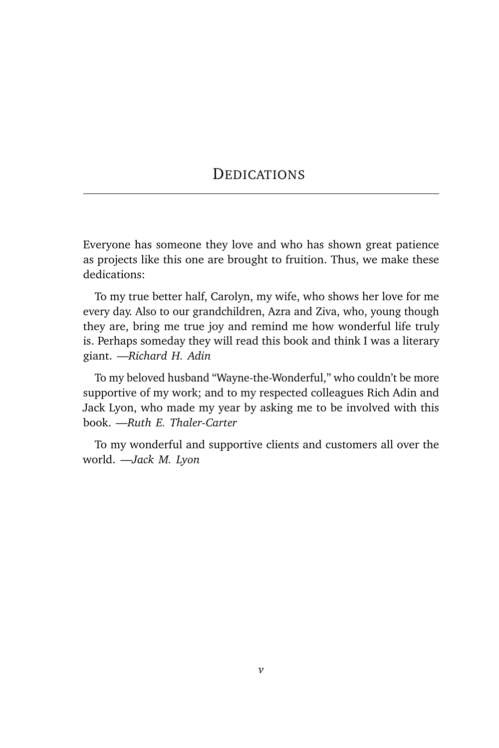# Dedications

Everyone has someone they love and who has shown great patience as projects like this one are brought to fruition. Thus, we make these dedications:

To my true better half, Carolyn, my wife, who shows her love for me every day. Also to our grandchildren, Azra and Ziva, who, young though they are, bring me true joy and remind me how wonderful life truly is. Perhaps someday they will read this book and think I was a literary giant. —*Richard H. Adin*

To my beloved husband "Wayne-the-Wonderful," who couldn't be more supportive of my work; and to my respected colleagues Rich Adin and Jack Lyon, who made my year by asking me to be involved with this book. —*Ruth E. Thaler-Carter*

To my wonderful and supportive clients and customers all over the world. —*Jack M. Lyon*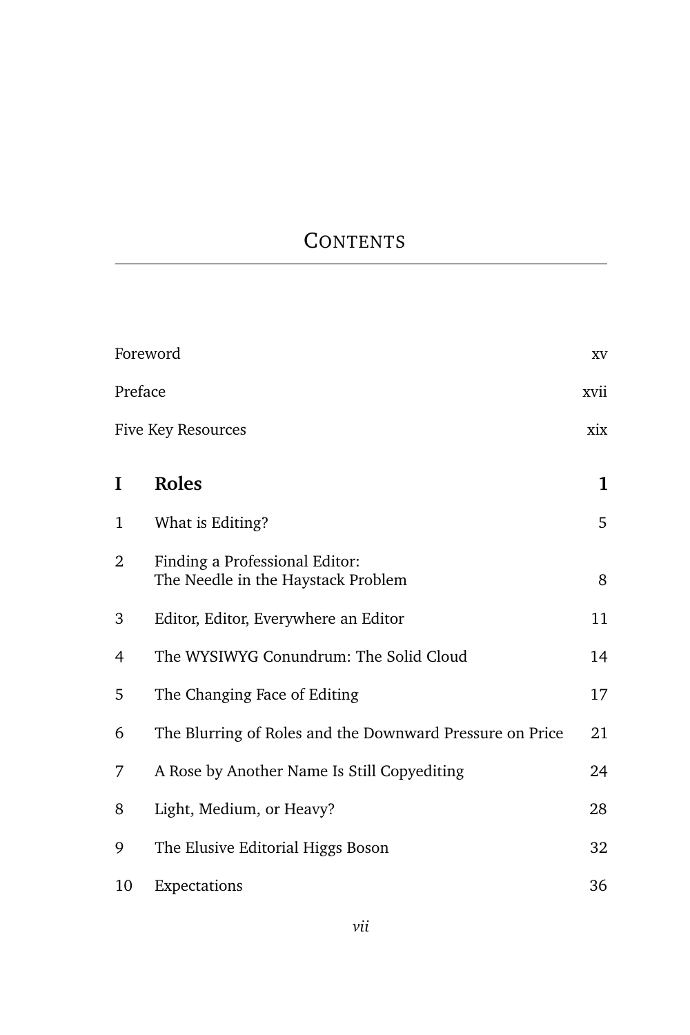# Contents

| | | |
|---|---|---|
| Foreword | | xv |
| Preface | | xvii |
| Five Key Resources | | xix |
| **I** | **Roles** | **1** |
| 1 | What is Editing? | 5 |
| 2 | Finding a Professional Editor: The Needle in the Haystack Problem | 8 |
| 3 | Editor, Editor, Everywhere an Editor | 11 |
| 4 | The WYSIWYG Conundrum: The Solid Cloud | 14 |
| 5 | The Changing Face of Editing | 17 |
| 6 | The Blurring of Roles and the Downward Pressure on Price | 21 |
| 7 | A Rose by Another Name Is Still Copyediting | 24 |
| 8 | Light, Medium, or Heavy? | 28 |
| 9 | The Elusive Editorial Higgs Boson | 32 |
| 10 | Expectations | 36 |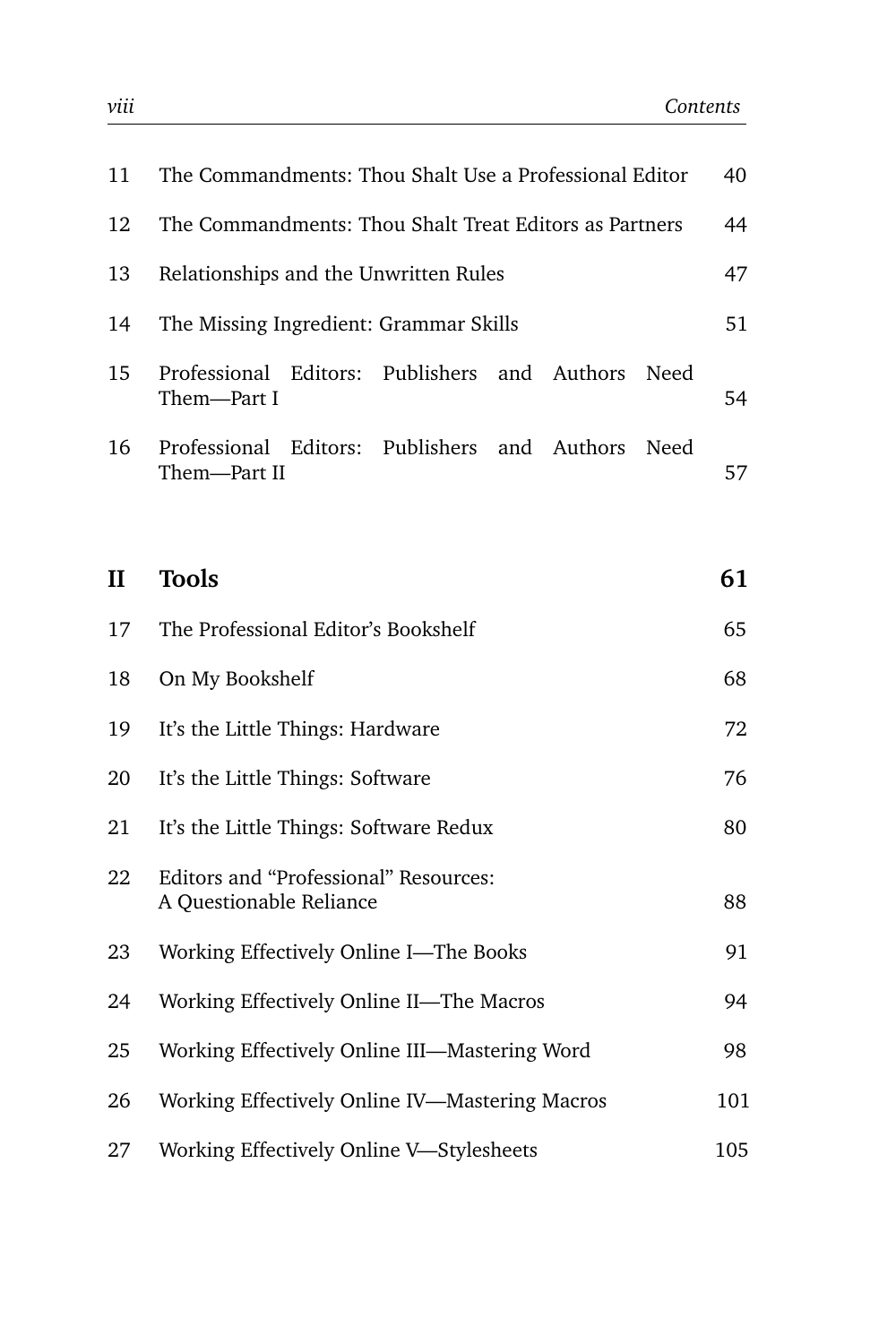11 The Commandments: Thou Shalt Use a Professional Editor 40

12 The Commandments: Thou Shalt Treat Editors as Partners 44

13 Relationships and the Unwritten Rules 47

14 The Missing Ingredient: Grammar Skills 51

15 Professional Editors: Publishers and Authors Need Them—Part I 54

16 Professional Editors: Publishers and Authors Need Them—Part II 57

## II Tools 61

17 The Professional Editor's Bookshelf 65

18 On My Bookshelf 68

19 It's the Little Things: Hardware 72

20 It's the Little Things: Software 76

21 It's the Little Things: Software Redux 80

22 Editors and "Professional" Resources: A Questionable Reliance 88

23 Working Effectively Online I—The Books 91

24 Working Effectively Online II—The Macros 94

25 Working Effectively Online III—Mastering Word 98

26 Working Effectively Online IV—Mastering Macros 101

27 Working Effectively Online V—Stylesheets 105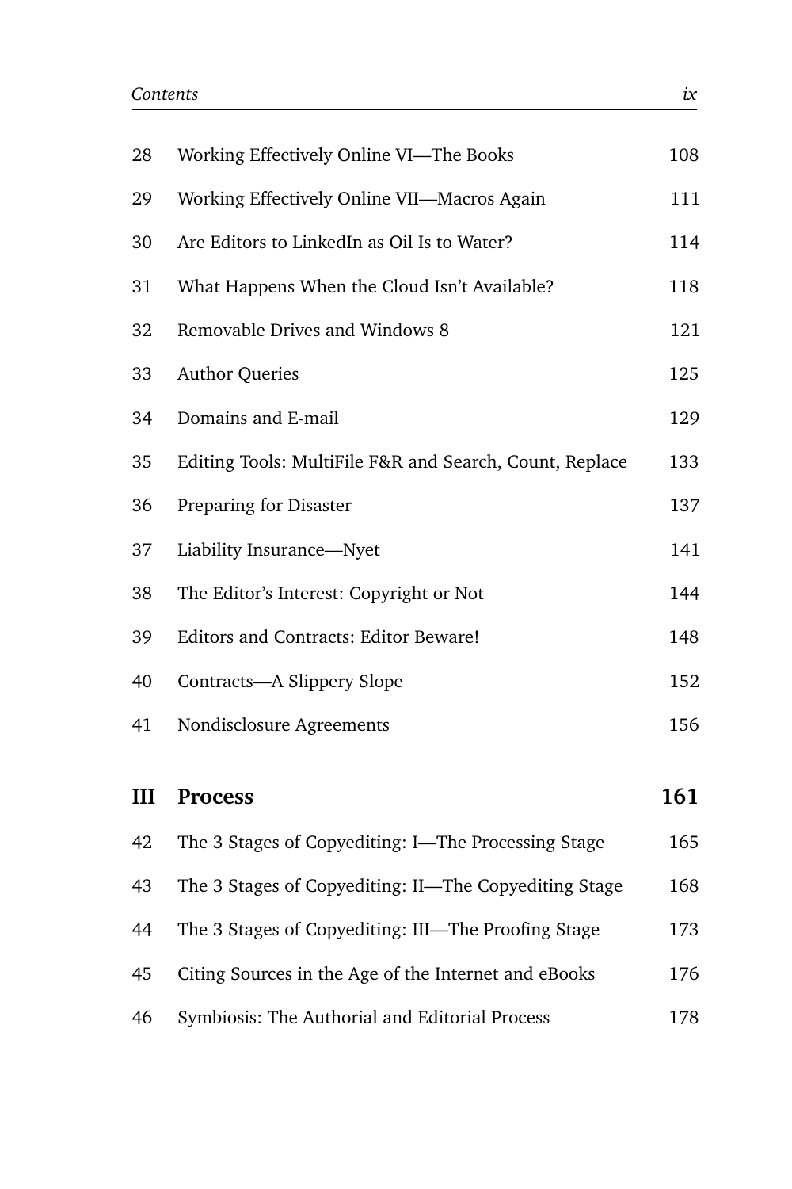| | | |
|---|---|---|
| 28 | Working Effectively Online VI—The Books | 108 |
| 29 | Working Effectively Online VII—Macros Again | 111 |
| 30 | Are Editors to LinkedIn as Oil Is to Water? | 114 |
| 31 | What Happens When the Cloud Isn't Available? | 118 |
| 32 | Removable Drives and Windows 8 | 121 |
| 33 | Author Queries | 125 |
| 34 | Domains and E-mail | 129 |
| 35 | Editing Tools: MultiFile F&R and Search, Count, Replace | 133 |
| 36 | Preparing for Disaster | 137 |
| 37 | Liability Insurance—Nyet | 141 |
| 38 | The Editor's Interest: Copyright or Not | 144 |
| 39 | Editors and Contracts: Editor Beware! | 148 |
| 40 | Contracts—A Slippery Slope | 152 |
| 41 | Nondisclosure Agreements | 156 |
| **III** | **Process** | **161** |
| 42 | The 3 Stages of Copyediting: I—The Processing Stage | 165 |
| 43 | The 3 Stages of Copyediting: II—The Copyediting Stage | 168 |
| 44 | The 3 Stages of Copyediting: III—The Proofing Stage | 173 |
| 45 | Citing Sources in the Age of the Internet and eBooks | 176 |
| 46 | Symbiosis: The Authorial and Editorial Process | 178 |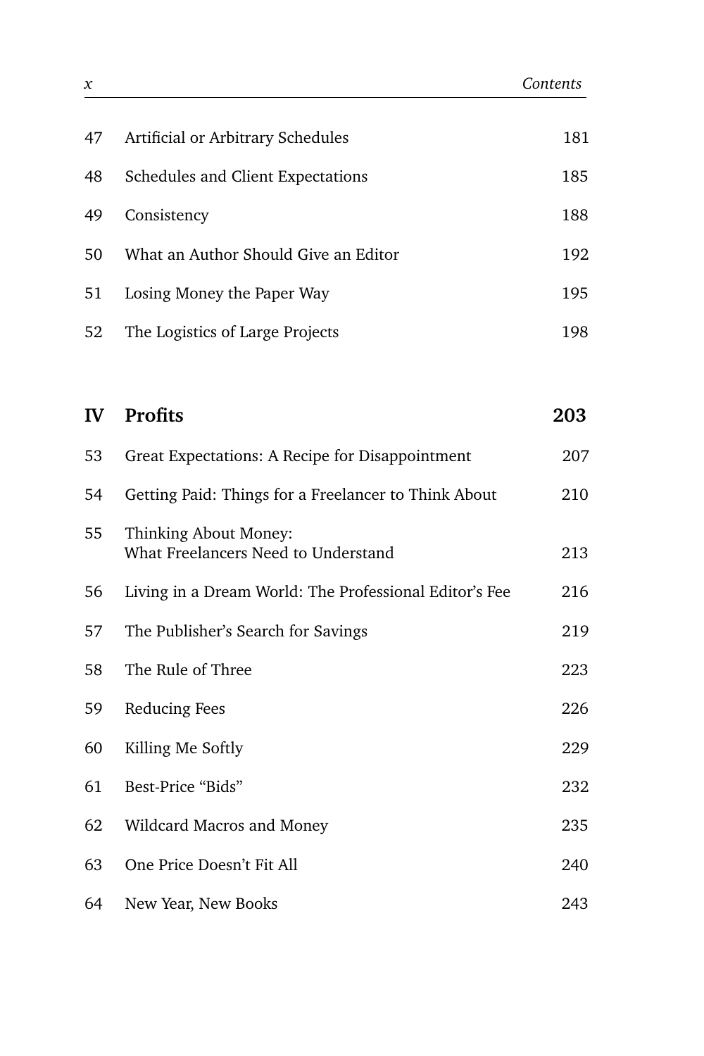| | | |
|---|---|---|
| 47 | Artificial or Arbitrary Schedules | 181 |
| 48 | Schedules and Client Expectations | 185 |
| 49 | Consistency | 188 |
| 50 | What an Author Should Give an Editor | 192 |
| 51 | Losing Money the Paper Way | 195 |
| 52 | The Logistics of Large Projects | 198 |

| | | |
|---|---|---|
| **IV** | **Profits** | **203** |
| 53 | Great Expectations: A Recipe for Disappointment | 207 |
| 54 | Getting Paid: Things for a Freelancer to Think About | 210 |
| 55 | Thinking About Money: What Freelancers Need to Understand | 213 |
| 56 | Living in a Dream World: The Professional Editor's Fee | 216 |
| 57 | The Publisher's Search for Savings | 219 |
| 58 | The Rule of Three | 223 |
| 59 | Reducing Fees | 226 |
| 60 | Killing Me Softly | 229 |
| 61 | Best-Price "Bids" | 232 |
| 62 | Wildcard Macros and Money | 235 |
| 63 | One Price Doesn't Fit All | 240 |
| 64 | New Year, New Books | 243 |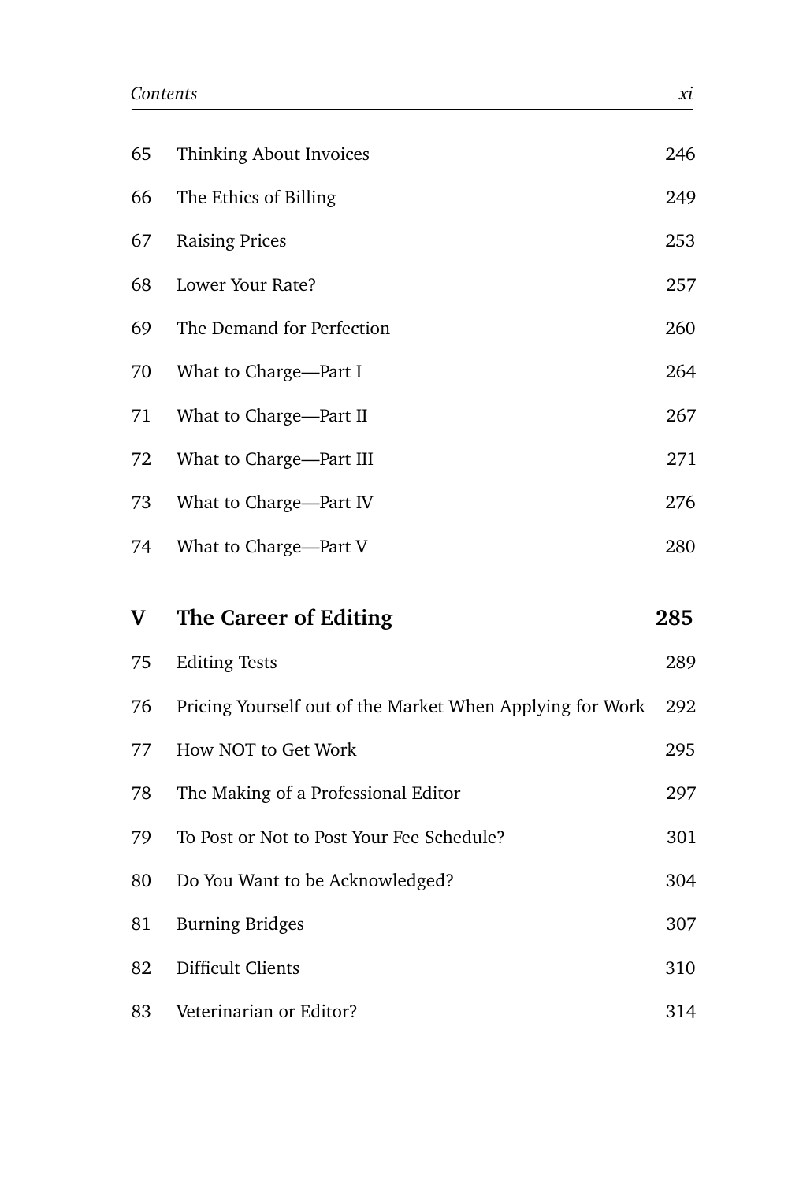| | | |
|---|---|---|
| 65 | Thinking About Invoices | 246 |
| 66 | The Ethics of Billing | 249 |
| 67 | Raising Prices | 253 |
| 68 | Lower Your Rate? | 257 |
| 69 | The Demand for Perfection | 260 |
| 70 | What to Charge—Part I | 264 |
| 71 | What to Charge—Part II | 267 |
| 72 | What to Charge—Part III | 271 |
| 73 | What to Charge—Part IV | 276 |
| 74 | What to Charge—Part V | 280 |
| **V** | **The Career of Editing** | **285** |
| 75 | Editing Tests | 289 |
| 76 | Pricing Yourself out of the Market When Applying for Work | 292 |
| 77 | How NOT to Get Work | 295 |
| 78 | The Making of a Professional Editor | 297 |
| 79 | To Post or Not to Post Your Fee Schedule? | 301 |
| 80 | Do You Want to be Acknowledged? | 304 |
| 81 | Burning Bridges | 307 |
| 82 | Difficult Clients | 310 |
| 83 | Veterinarian or Editor? | 314 |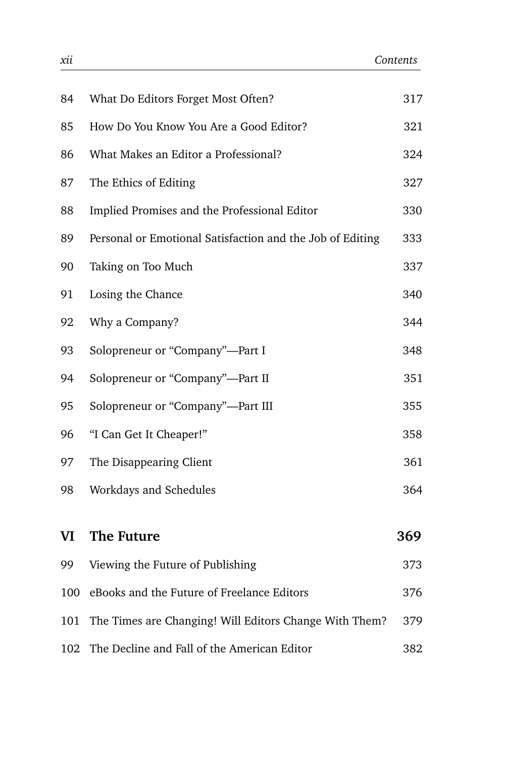| | | |
|---|---|---|
| 84 | What Do Editors Forget Most Often? | 317 |
| 85 | How Do You Know You Are a Good Editor? | 321 |
| 86 | What Makes an Editor a Professional? | 324 |
| 87 | The Ethics of Editing | 327 |
| 88 | Implied Promises and the Professional Editor | 330 |
| 89 | Personal or Emotional Satisfaction and the Job of Editing | 333 |
| 90 | Taking on Too Much | 337 |
| 91 | Losing the Chance | 340 |
| 92 | Why a Company? | 344 |
| 93 | Solopreneur or "Company"—Part I | 348 |
| 94 | Solopreneur or "Company"—Part II | 351 |
| 95 | Solopreneur or "Company"—Part III | 355 |
| 96 | "I Can Get It Cheaper!" | 358 |
| 97 | The Disappearing Client | 361 |
| 98 | Workdays and Schedules | 364 |
| **VI** | **The Future** | **369** |
| 99 | Viewing the Future of Publishing | 373 |
| 100 | eBooks and the Future of Freelance Editors | 376 |
| 101 | The Times are Changing! Will Editors Change With Them? | 379 |
| 102 | The Decline and Fall of the American Editor | 382 |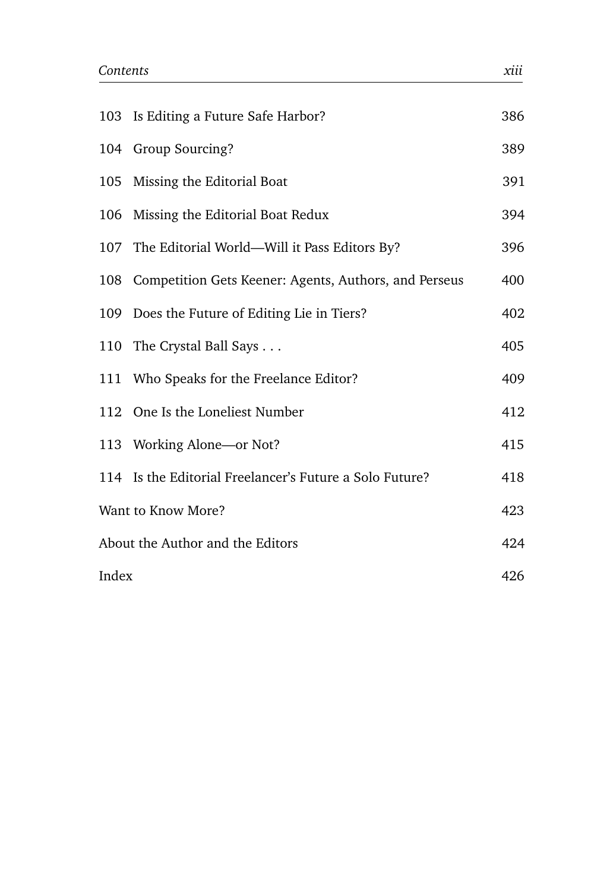| | | |
|---|---|---|
| 103 | Is Editing a Future Safe Harbor? | 386 |
| 104 | Group Sourcing? | 389 |
| 105 | Missing the Editorial Boat | 391 |
| 106 | Missing the Editorial Boat Redux | 394 |
| 107 | The Editorial World—Will it Pass Editors By? | 396 |
| 108 | Competition Gets Keener: Agents, Authors, and Perseus | 400 |
| 109 | Does the Future of Editing Lie in Tiers? | 402 |
| 110 | The Crystal Ball Says . . . | 405 |
| 111 | Who Speaks for the Freelance Editor? | 409 |
| 112 | One Is the Loneliest Number | 412 |
| 113 | Working Alone—or Not? | 415 |
| 114 | Is the Editorial Freelancer's Future a Solo Future? | 418 |
| Want to Know More? | | 423 |
| About the Author and the Editors | | 424 |
| Index | | 426 |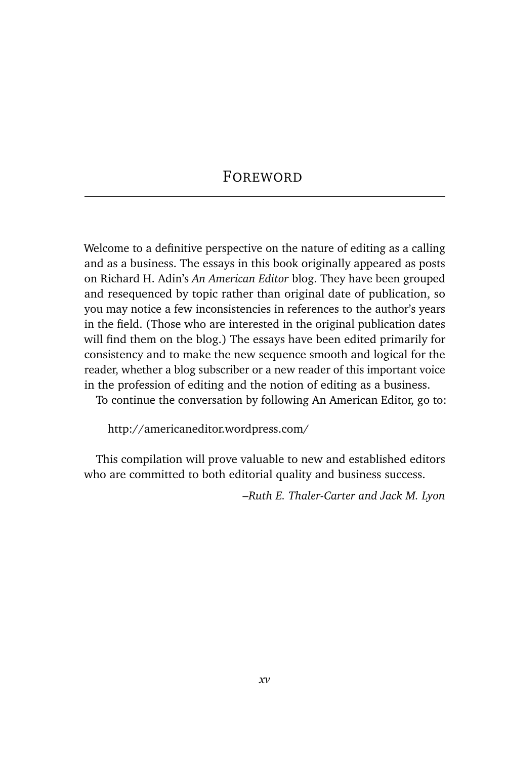# Foreword

Welcome to a definitive perspective on the nature of editing as a calling and as a business. The essays in this book originally appeared as posts on Richard H. Adin's *An American Editor* blog. They have been grouped and resequenced by topic rather than original date of publication, so you may notice a few inconsistencies in references to the author's years in the field. (Those who are interested in the original publication dates will find them on the blog.) The essays have been edited primarily for consistency and to make the new sequence smooth and logical for the reader, whether a blog subscriber or a new reader of this important voice in the profession of editing and the notion of editing as a business.

To continue the conversation by following An American Editor, go to:

http://americaneditor.wordpress.com/

This compilation will prove valuable to new and established editors who are committed to both editorial quality and business success.

*–Ruth E. Thaler-Carter and Jack M. Lyon*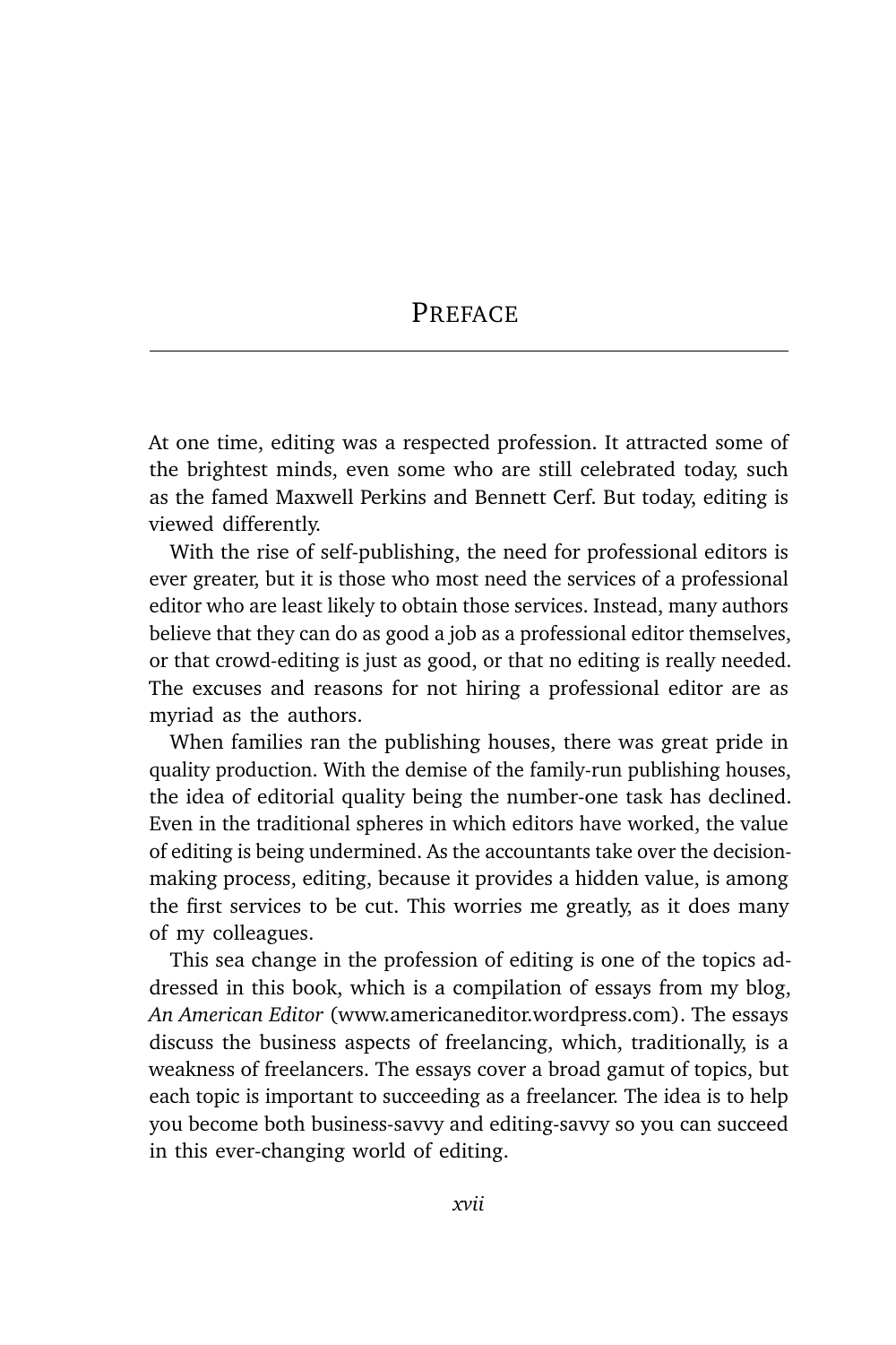# Preface

At one time, editing was a respected profession. It attracted some of the brightest minds, even some who are still celebrated today, such as the famed Maxwell Perkins and Bennett Cerf. But today, editing is viewed differently.

With the rise of self-publishing, the need for professional editors is ever greater, but it is those who most need the services of a professional editor who are least likely to obtain those services. Instead, many authors believe that they can do as good a job as a professional editor themselves, or that crowd-editing is just as good, or that no editing is really needed. The excuses and reasons for not hiring a professional editor are as myriad as the authors.

When families ran the publishing houses, there was great pride in quality production. With the demise of the family-run publishing houses, the idea of editorial quality being the number-one task has declined. Even in the traditional spheres in which editors have worked, the value of editing is being undermined. As the accountants take over the decision-making process, editing, because it provides a hidden value, is among the first services to be cut. This worries me greatly, as it does many of my colleagues.

This sea change in the profession of editing is one of the topics addressed in this book, which is a compilation of essays from my blog, *An American Editor* (www.americaneditor.wordpress.com). The essays discuss the business aspects of freelancing, which, traditionally, is a weakness of freelancers. The essays cover a broad gamut of topics, but each topic is important to succeeding as a freelancer. The idea is to help you become both business-savvy and editing-savvy so you can succeed in this ever-changing world of editing.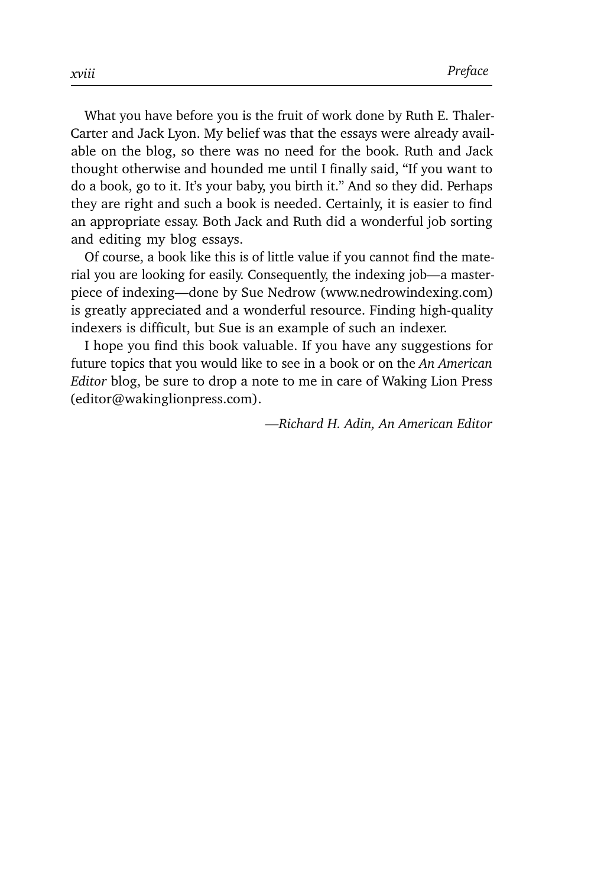What you have before you is the fruit of work done by Ruth E. Thaler-Carter and Jack Lyon. My belief was that the essays were already available on the blog, so there was no need for the book. Ruth and Jack thought otherwise and hounded me until I finally said, "If you want to do a book, go to it. It's your baby, you birth it." And so they did. Perhaps they are right and such a book is needed. Certainly, it is easier to find an appropriate essay. Both Jack and Ruth did a wonderful job sorting and editing my blog essays.

Of course, a book like this is of little value if you cannot find the material you are looking for easily. Consequently, the indexing job—a masterpiece of indexing—done by Sue Nedrow (www.nedrowindexing.com) is greatly appreciated and a wonderful resource. Finding high-quality indexers is difficult, but Sue is an example of such an indexer.

I hope you find this book valuable. If you have any suggestions for future topics that you would like to see in a book or on the *An American Editor* blog, be sure to drop a note to me in care of Waking Lion Press (editor@wakinglionpress.com).

*—Richard H. Adin, An American Editor*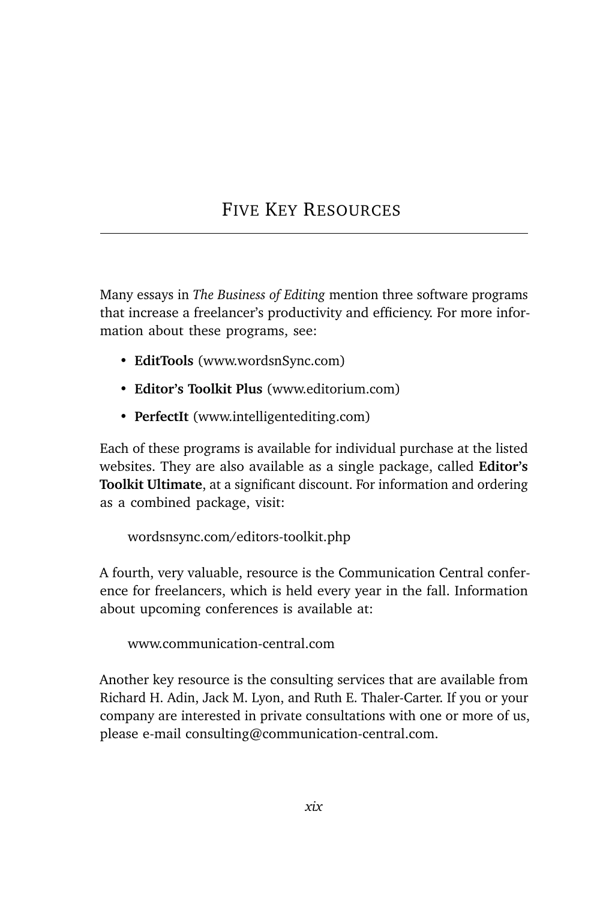# Five Key Resources

Many essays in *The Business of Editing* mention three software programs that increase a freelancer's productivity and efficiency. For more information about these programs, see:

- **EditTools** (www.wordsnSync.com)
- **Editor's Toolkit Plus** (www.editorium.com)
- **PerfectIt** (www.intelligentediting.com)

Each of these programs is available for individual purchase at the listed websites. They are also available as a single package, called **Editor's Toolkit Ultimate**, at a significant discount. For information and ordering as a combined package, visit:

> wordsnsync.com/editors-toolkit.php

A fourth, very valuable, resource is the Communication Central conference for freelancers, which is held every year in the fall. Information about upcoming conferences is available at:

> www.communication-central.com

Another key resource is the consulting services that are available from Richard H. Adin, Jack M. Lyon, and Ruth E. Thaler-Carter. If you or your company are interested in private consultations with one or more of us, please e-mail consulting@communication-central.com.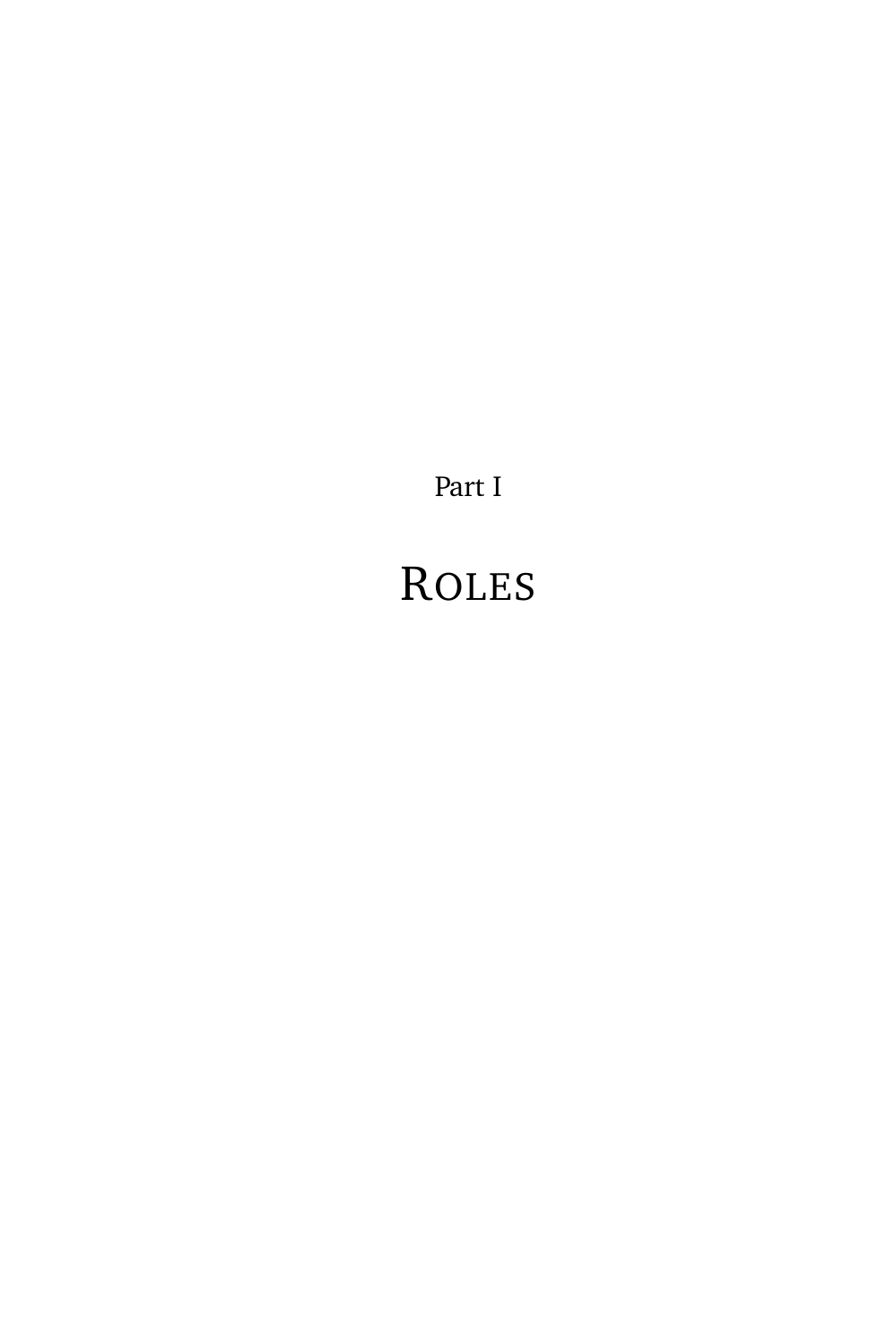Part I

# Roles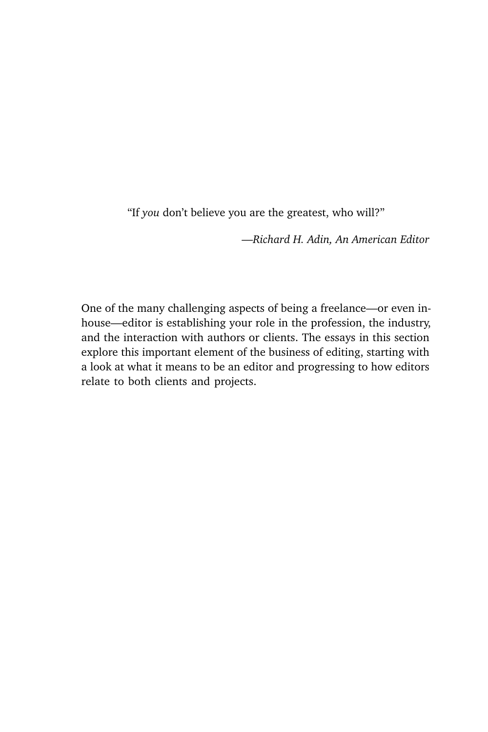> “If *you* don’t believe you are the greatest, who will?”
>
> —*Richard H. Adin, An American Editor*

One of the many challenging aspects of being a freelance—or even in-house—editor is establishing your role in the profession, the industry, and the interaction with authors or clients. The essays in this section explore this important element of the business of editing, starting with a look at what it means to be an editor and progressing to how editors relate to both clients and projects.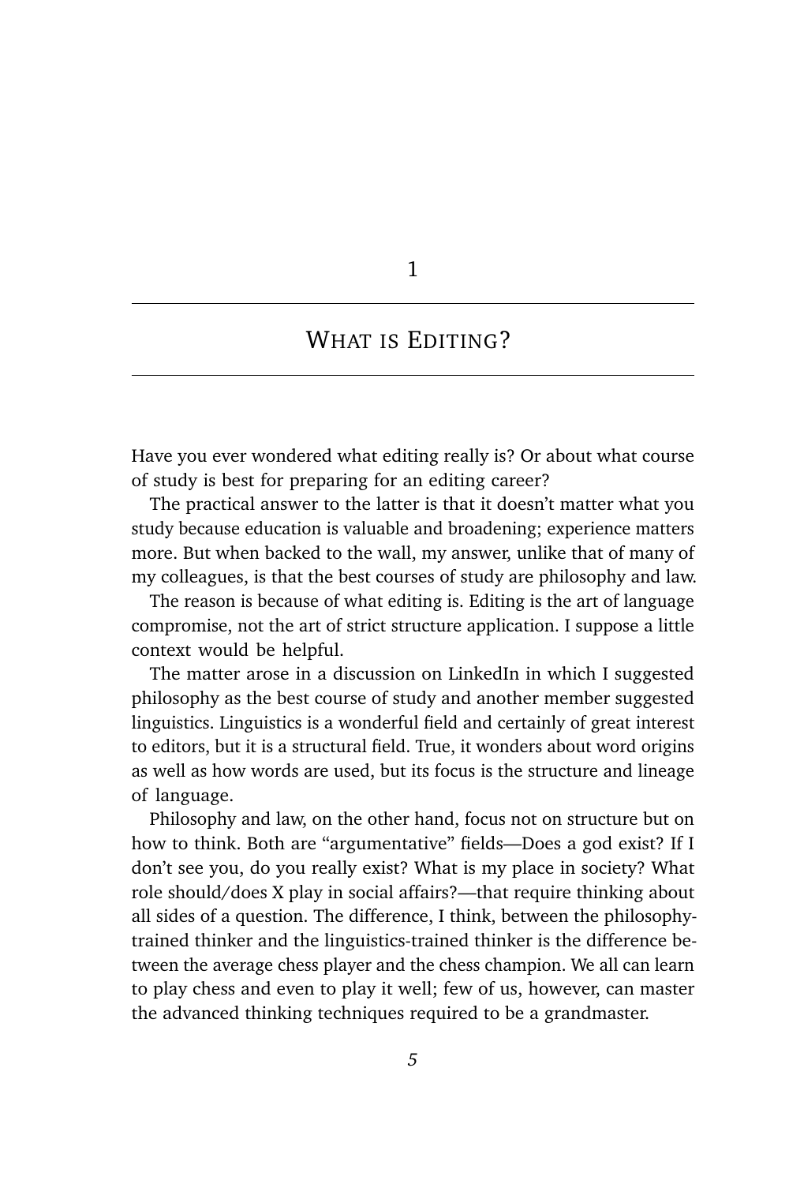# 1

# What is Editing?

Have you ever wondered what editing really is? Or about what course of study is best for preparing for an editing career?

The practical answer to the latter is that it doesn't matter what you study because education is valuable and broadening; experience matters more. But when backed to the wall, my answer, unlike that of many of my colleagues, is that the best courses of study are philosophy and law.

The reason is because of what editing is. Editing is the art of language compromise, not the art of strict structure application. I suppose a little context would be helpful.

The matter arose in a discussion on LinkedIn in which I suggested philosophy as the best course of study and another member suggested linguistics. Linguistics is a wonderful field and certainly of great interest to editors, but it is a structural field. True, it wonders about word origins as well as how words are used, but its focus is the structure and lineage of language.

Philosophy and law, on the other hand, focus not on structure but on how to think. Both are "argumentative" fields—Does a god exist? If I don't see you, do you really exist? What is my place in society? What role should/does X play in social affairs?—that require thinking about all sides of a question. The difference, I think, between the philosophy-trained thinker and the linguistics-trained thinker is the difference between the average chess player and the chess champion. We all can learn to play chess and even to play it well; few of us, however, can master the advanced thinking techniques required to be a grandmaster.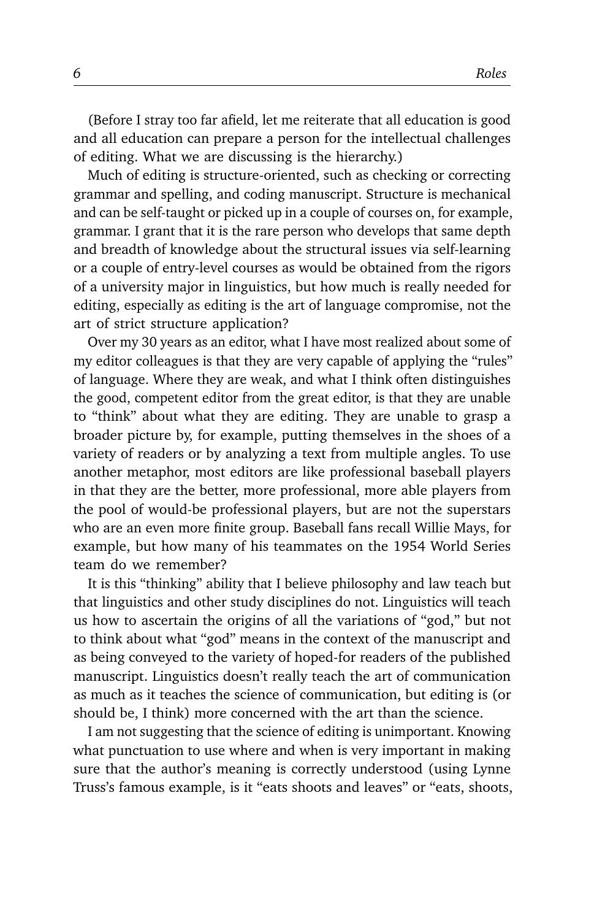(Before I stray too far afield, let me reiterate that all education is good and all education can prepare a person for the intellectual challenges of editing. What we are discussing is the hierarchy.)

Much of editing is structure-oriented, such as checking or correcting grammar and spelling, and coding manuscript. Structure is mechanical and can be self-taught or picked up in a couple of courses on, for example, grammar. I grant that it is the rare person who develops that same depth and breadth of knowledge about the structural issues via self-learning or a couple of entry-level courses as would be obtained from the rigors of a university major in linguistics, but how much is really needed for editing, especially as editing is the art of language compromise, not the art of strict structure application?

Over my 30 years as an editor, what I have most realized about some of my editor colleagues is that they are very capable of applying the "rules" of language. Where they are weak, and what I think often distinguishes the good, competent editor from the great editor, is that they are unable to "think" about what they are editing. They are unable to grasp a broader picture by, for example, putting themselves in the shoes of a variety of readers or by analyzing a text from multiple angles. To use another metaphor, most editors are like professional baseball players in that they are the better, more professional, more able players from the pool of would-be professional players, but are not the superstars who are an even more finite group. Baseball fans recall Willie Mays, for example, but how many of his teammates on the 1954 World Series team do we remember?

It is this "thinking" ability that I believe philosophy and law teach but that linguistics and other study disciplines do not. Linguistics will teach us how to ascertain the origins of all the variations of "god," but not to think about what "god" means in the context of the manuscript and as being conveyed to the variety of hoped-for readers of the published manuscript. Linguistics doesn't really teach the art of communication as much as it teaches the science of communication, but editing is (or should be, I think) more concerned with the art than the science.

I am not suggesting that the science of editing is unimportant. Knowing what punctuation to use where and when is very important in making sure that the author's meaning is correctly understood (using Lynne Truss's famous example, is it "eats shoots and leaves" or "eats, shoots,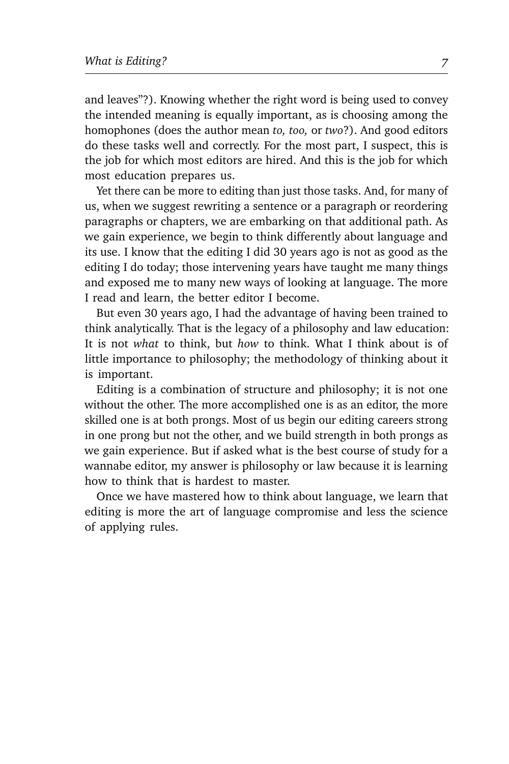and leaves"?). Knowing whether the right word is being used to convey the intended meaning is equally important, as is choosing among the homophones (does the author mean *to, too,* or *two*?). And good editors do these tasks well and correctly. For the most part, I suspect, this is the job for which most editors are hired. And this is the job for which most education prepares us.

Yet there can be more to editing than just those tasks. And, for many of us, when we suggest rewriting a sentence or a paragraph or reordering paragraphs or chapters, we are embarking on that additional path. As we gain experience, we begin to think differently about language and its use. I know that the editing I did 30 years ago is not as good as the editing I do today; those intervening years have taught me many things and exposed me to many new ways of looking at language. The more I read and learn, the better editor I become.

But even 30 years ago, I had the advantage of having been trained to think analytically. That is the legacy of a philosophy and law education: It is not *what* to think, but *how* to think. What I think about is of little importance to philosophy; the methodology of thinking about it is important.

Editing is a combination of structure and philosophy; it is not one without the other. The more accomplished one is as an editor, the more skilled one is at both prongs. Most of us begin our editing careers strong in one prong but not the other, and we build strength in both prongs as we gain experience. But if asked what is the best course of study for a wannabe editor, my answer is philosophy or law because it is learning how to think that is hardest to master.

Once we have mastered how to think about language, we learn that editing is more the art of language compromise and less the science of applying rules.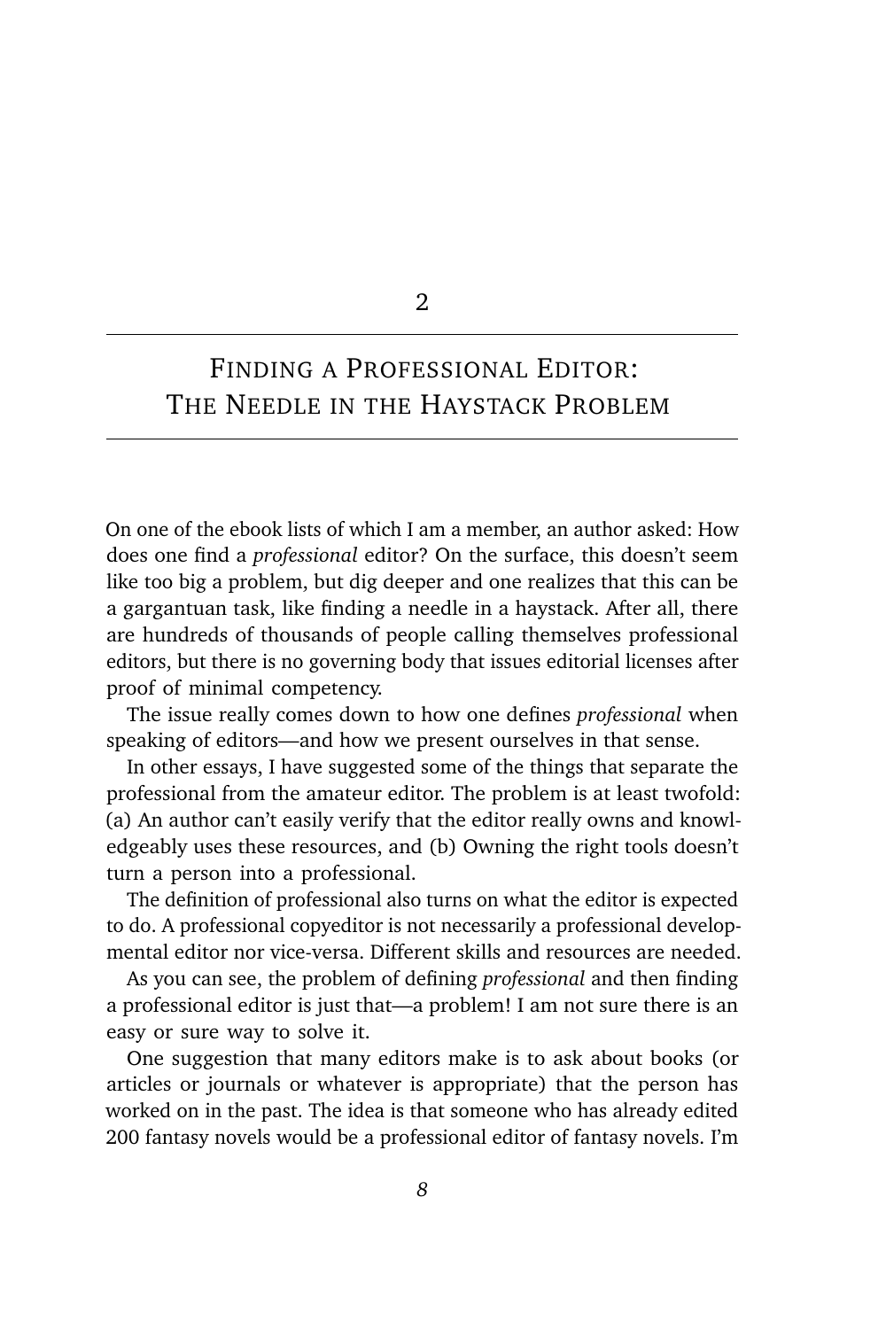# 2

# Finding a Professional Editor: The Needle in the Haystack Problem

On one of the ebook lists of which I am a member, an author asked: How does one find a *professional* editor? On the surface, this doesn't seem like too big a problem, but dig deeper and one realizes that this can be a gargantuan task, like finding a needle in a haystack. After all, there are hundreds of thousands of people calling themselves professional editors, but there is no governing body that issues editorial licenses after proof of minimal competency.

The issue really comes down to how one defines *professional* when speaking of editors—and how we present ourselves in that sense.

In other essays, I have suggested some of the things that separate the professional from the amateur editor. The problem is at least twofold: (a) An author can't easily verify that the editor really owns and knowledgeably uses these resources, and (b) Owning the right tools doesn't turn a person into a professional.

The definition of professional also turns on what the editor is expected to do. A professional copyeditor is not necessarily a professional developmental editor nor vice-versa. Different skills and resources are needed.

As you can see, the problem of defining *professional* and then finding a professional editor is just that—a problem! I am not sure there is an easy or sure way to solve it.

One suggestion that many editors make is to ask about books (or articles or journals or whatever is appropriate) that the person has worked on in the past. The idea is that someone who has already edited 200 fantasy novels would be a professional editor of fantasy novels. I'm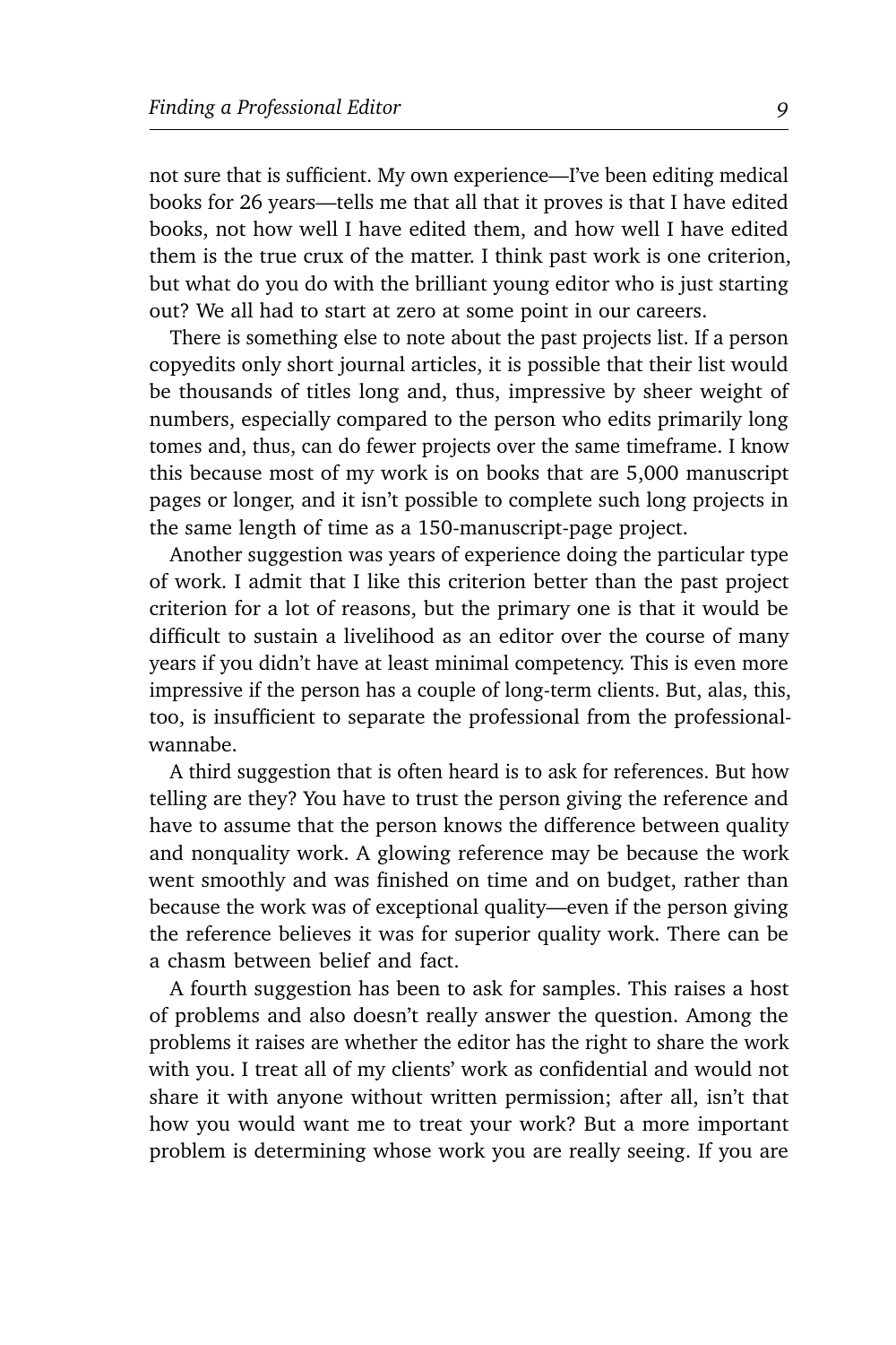not sure that is sufficient. My own experience—I've been editing medical books for 26 years—tells me that all that it proves is that I have edited books, not how well I have edited them, and how well I have edited them is the true crux of the matter. I think past work is one criterion, but what do you do with the brilliant young editor who is just starting out? We all had to start at zero at some point in our careers.

There is something else to note about the past projects list. If a person copyedits only short journal articles, it is possible that their list would be thousands of titles long and, thus, impressive by sheer weight of numbers, especially compared to the person who edits primarily long tomes and, thus, can do fewer projects over the same timeframe. I know this because most of my work is on books that are 5,000 manuscript pages or longer, and it isn't possible to complete such long projects in the same length of time as a 150-manuscript-page project.

Another suggestion was years of experience doing the particular type of work. I admit that I like this criterion better than the past project criterion for a lot of reasons, but the primary one is that it would be difficult to sustain a livelihood as an editor over the course of many years if you didn't have at least minimal competency. This is even more impressive if the person has a couple of long-term clients. But, alas, this, too, is insufficient to separate the professional from the professional-wannabe.

A third suggestion that is often heard is to ask for references. But how telling are they? You have to trust the person giving the reference and have to assume that the person knows the difference between quality and nonquality work. A glowing reference may be because the work went smoothly and was finished on time and on budget, rather than because the work was of exceptional quality—even if the person giving the reference believes it was for superior quality work. There can be a chasm between belief and fact.

A fourth suggestion has been to ask for samples. This raises a host of problems and also doesn't really answer the question. Among the problems it raises are whether the editor has the right to share the work with you. I treat all of my clients' work as confidential and would not share it with anyone without written permission; after all, isn't that how you would want me to treat your work? But a more important problem is determining whose work you are really seeing. If you are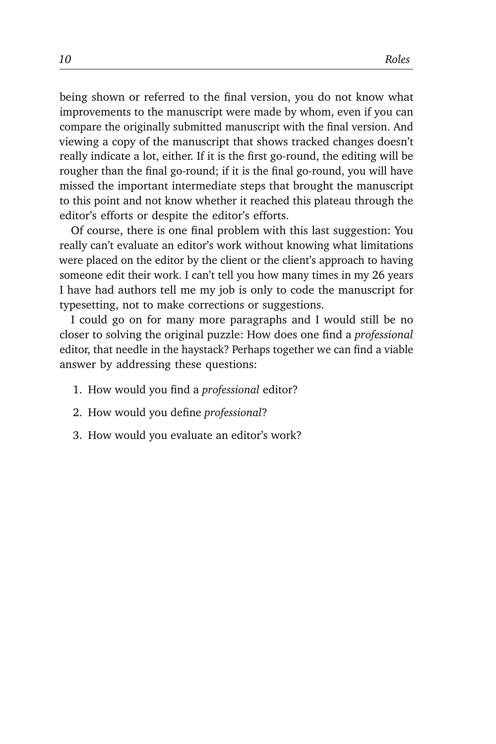being shown or referred to the final version, you do not know what improvements to the manuscript were made by whom, even if you can compare the originally submitted manuscript with the final version. And viewing a copy of the manuscript that shows tracked changes doesn't really indicate a lot, either. If it is the first go-round, the editing will be rougher than the final go-round; if it is the final go-round, you will have missed the important intermediate steps that brought the manuscript to this point and not know whether it reached this plateau through the editor's efforts or despite the editor's efforts.

Of course, there is one final problem with this last suggestion: You really can't evaluate an editor's work without knowing what limitations were placed on the editor by the client or the client's approach to having someone edit their work. I can't tell you how many times in my 26 years I have had authors tell me my job is only to code the manuscript for typesetting, not to make corrections or suggestions.

I could go on for many more paragraphs and I would still be no closer to solving the original puzzle: How does one find a *professional* editor, that needle in the haystack? Perhaps together we can find a viable answer by addressing these questions:

1. How would you find a *professional* editor?
2. How would you define *professional*?
3. How would you evaluate an editor's work?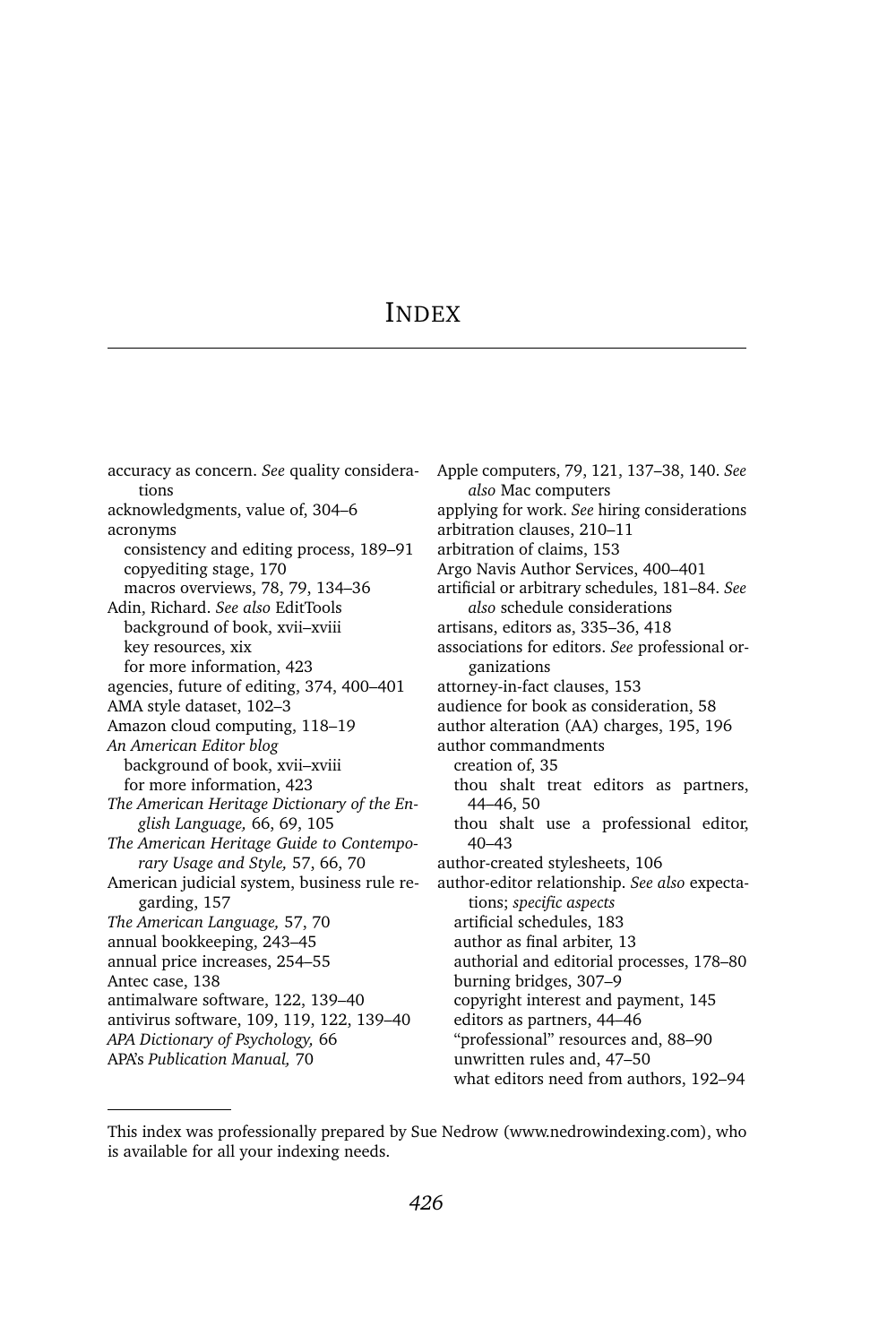# Index

accuracy as concern. *See* quality considerations
acknowledgments, value of, 304–6
acronyms
  consistency and editing process, 189–91
  copyediting stage, 170
  macros overviews, 78, 79, 134–36
Adin, Richard. *See also* EditTools
  background of book, xvii–xviii
  key resources, xix
  for more information, 423
agencies, future of editing, 374, 400–401
AMA style dataset, 102–3
Amazon cloud computing, 118–19
*An American Editor blog*
  background of book, xvii–xviii
  for more information, 423
*The American Heritage Dictionary of the English Language,* 66, 69, 105
*The American Heritage Guide to Contemporary Usage and Style,* 57, 66, 70
American judicial system, business rule regarding, 157
*The American Language,* 57, 70
annual bookkeeping, 243–45
annual price increases, 254–55
Antec case, 138
antimalware software, 122, 139–40
antivirus software, 109, 119, 122, 139–40
*APA Dictionary of Psychology,* 66
APA's *Publication Manual,* 70
Apple computers, 79, 121, 137–38, 140. *See also* Mac computers
applying for work. *See* hiring considerations
arbitration clauses, 210–11
arbitration of claims, 153
Argo Navis Author Services, 400–401
artificial or arbitrary schedules, 181–84. *See also* schedule considerations
artisans, editors as, 335–36, 418
associations for editors. *See* professional organizations
attorney-in-fact clauses, 153
audience for book as consideration, 58
author alteration (AA) charges, 195, 196
author commandments
  creation of, 35
  thou shalt treat editors as partners, 44–46, 50
  thou shalt use a professional editor, 40–43
author-created stylesheets, 106
author-editor relationship. *See also* expectations; *specific aspects*
  artificial schedules, 183
  author as final arbiter, 13
  authorial and editorial processes, 178–80
  burning bridges, 307–9
  copyright interest and payment, 145
  editors as partners, 44–46
  "professional" resources and, 88–90
  unwritten rules and, 47–50
  what editors need from authors, 192–94

---

This index was professionally prepared by Sue Nedrow (www.nedrowindexing.com), who is available for all your indexing needs.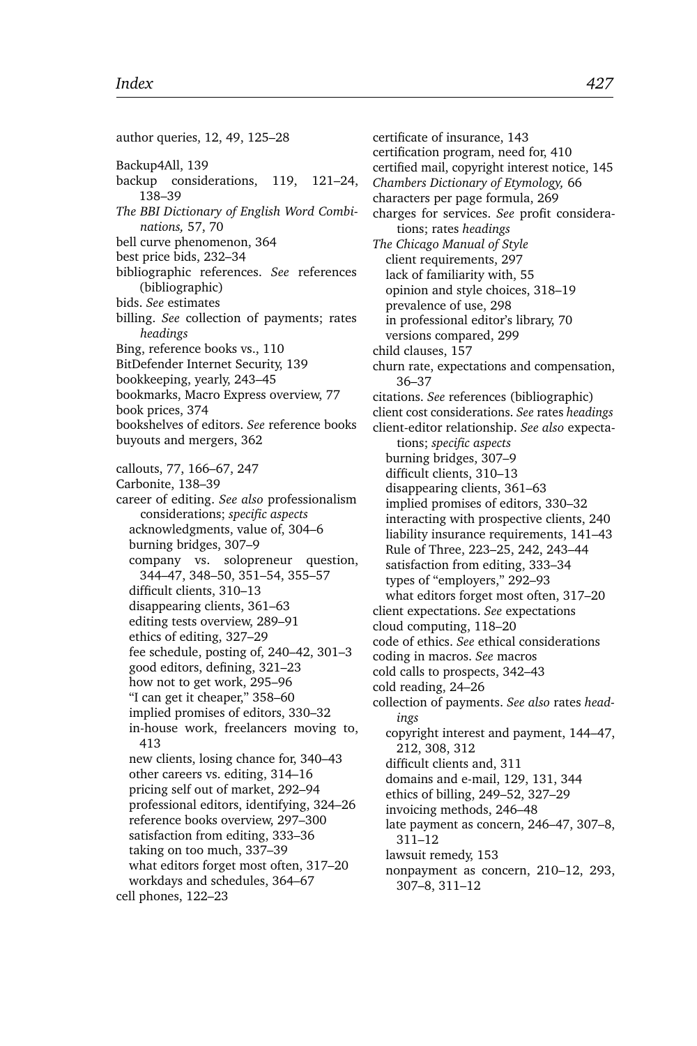author queries, 12, 49, 125–28

Backup4All, 139
backup considerations, 119, 121–24, 138–39
*The BBI Dictionary of English Word Combinations,* 57, 70
bell curve phenomenon, 364
best price bids, 232–34
bibliographic references. *See* references (bibliographic)
bids. *See* estimates
billing. *See* collection of payments; rates *headings*
Bing, reference books vs., 110
BitDefender Internet Security, 139
bookkeeping, yearly, 243–45
bookmarks, Macro Express overview, 77
book prices, 374
bookshelves of editors. *See* reference books
buyouts and mergers, 362

callouts, 77, 166–67, 247
Carbonite, 138–39
career of editing. *See also* professionalism considerations; *specific aspects*
  acknowledgments, value of, 304–6
  burning bridges, 307–9
  company vs. solopreneur question, 344–47, 348–50, 351–54, 355–57
  difficult clients, 310–13
  disappearing clients, 361–63
  editing tests overview, 289–91
  ethics of editing, 327–29
  fee schedule, posting of, 240–42, 301–3
  good editors, defining, 321–23
  how not to get work, 295–96
  "I can get it cheaper," 358–60
  implied promises of editors, 330–32
  in-house work, freelancers moving to, 413
  new clients, losing chance for, 340–43
  other careers vs. editing, 314–16
  pricing self out of market, 292–94
  professional editors, identifying, 324–26
  reference books overview, 297–300
  satisfaction from editing, 333–36
  taking on too much, 337–39
  what editors forget most often, 317–20
  workdays and schedules, 364–67
cell phones, 122–23

certificate of insurance, 143
certification program, need for, 410
certified mail, copyright interest notice, 145
*Chambers Dictionary of Etymology,* 66
characters per page formula, 269
charges for services. *See* profit considerations; rates *headings*
*The Chicago Manual of Style*
  client requirements, 297
  lack of familiarity with, 55
  opinion and style choices, 318–19
  prevalence of use, 298
  in professional editor's library, 70
  versions compared, 299
child clauses, 157
churn rate, expectations and compensation, 36–37
citations. *See* references (bibliographic)
client cost considerations. *See* rates *headings*
client-editor relationship. *See also* expectations; *specific aspects*
  burning bridges, 307–9
  difficult clients, 310–13
  disappearing clients, 361–63
  implied promises of editors, 330–32
  interacting with prospective clients, 240
  liability insurance requirements, 141–43
  Rule of Three, 223–25, 242, 243–44
  satisfaction from editing, 333–34
  types of "employers," 292–93
  what editors forget most often, 317–20
client expectations. *See* expectations
cloud computing, 118–20
code of ethics. *See* ethical considerations
coding in macros. *See* macros
cold calls to prospects, 342–43
cold reading, 24–26
collection of payments. *See also* rates *headings*
  copyright interest and payment, 144–47, 212, 308, 312
  difficult clients and, 311
  domains and e-mail, 129, 131, 344
  ethics of billing, 249–52, 327–29
  invoicing methods, 246–48
  late payment as concern, 246–47, 307–8, 311–12
  lawsuit remedy, 153
  nonpayment as concern, 210–12, 293, 307–8, 311–12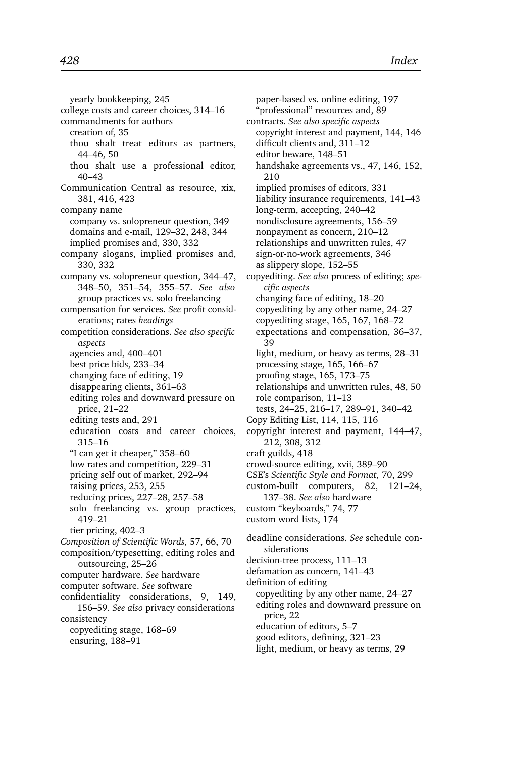yearly bookkeeping, 245
college costs and career choices, 314–16
commandments for authors
  creation of, 35
  thou shalt treat editors as partners, 44–46, 50
  thou shalt use a professional editor, 40–43
Communication Central as resource, xix, 381, 416, 423
company name
  company vs. solopreneur question, 349
  domains and e-mail, 129–32, 248, 344
  implied promises and, 330, 332
company slogans, implied promises and, 330, 332
company vs. solopreneur question, 344–47, 348–50, 351–54, 355–57. *See also* group practices vs. solo freelancing
compensation for services. *See* profit considerations; rates *headings*
competition considerations. *See also specific aspects*
  agencies and, 400–401
  best price bids, 233–34
  changing face of editing, 19
  disappearing clients, 361–63
  editing roles and downward pressure on price, 21–22
  editing tests and, 291
  education costs and career choices, 315–16
  "I can get it cheaper," 358–60
  low rates and competition, 229–31
  pricing self out of market, 292–94
  raising prices, 253, 255
  reducing prices, 227–28, 257–58
  solo freelancing vs. group practices, 419–21
  tier pricing, 402–3
*Composition of Scientific Words,* 57, 66, 70
composition/typesetting, editing roles and outsourcing, 25–26
computer hardware. *See* hardware
computer software. *See* software
confidentiality considerations, 9, 149, 156–59. *See also* privacy considerations
consistency
  copyediting stage, 168–69
  ensuring, 188–91
  paper-based vs. online editing, 197
  "professional" resources and, 89
contracts. *See also specific aspects*
  copyright interest and payment, 144, 146
  difficult clients and, 311–12
  editor beware, 148–51
  handshake agreements vs., 47, 146, 152, 210
  implied promises of editors, 331
  liability insurance requirements, 141–43
  long-term, accepting, 240–42
  nondisclosure agreements, 156–59
  nonpayment as concern, 210–12
  relationships and unwritten rules, 47
  sign-or-no-work agreements, 346
  as slippery slope, 152–55
copyediting. *See also* process of editing; *specific aspects*
  changing face of editing, 18–20
  copyediting by any other name, 24–27
  copyediting stage, 165, 167, 168–72
  expectations and compensation, 36–37, 39
  light, medium, or heavy as terms, 28–31
  processing stage, 165, 166–67
  proofing stage, 165, 173–75
  relationships and unwritten rules, 48, 50
  role comparison, 11–13
  tests, 24–25, 216–17, 289–91, 340–42
Copy Editing List, 114, 115, 116
copyright interest and payment, 144–47, 212, 308, 312
craft guilds, 418
crowd-source editing, xvii, 389–90
CSE's *Scientific Style and Format,* 70, 299
custom-built computers, 82, 121–24, 137–38. *See also* hardware
custom "keyboards," 74, 77
custom word lists, 174

deadline considerations. *See* schedule considerations
decision-tree process, 111–13
defamation as concern, 141–43
definition of editing
  copyediting by any other name, 24–27
  editing roles and downward pressure on price, 22
  education of editors, 5–7
  good editors, defining, 321–23
  light, medium, or heavy as terms, 29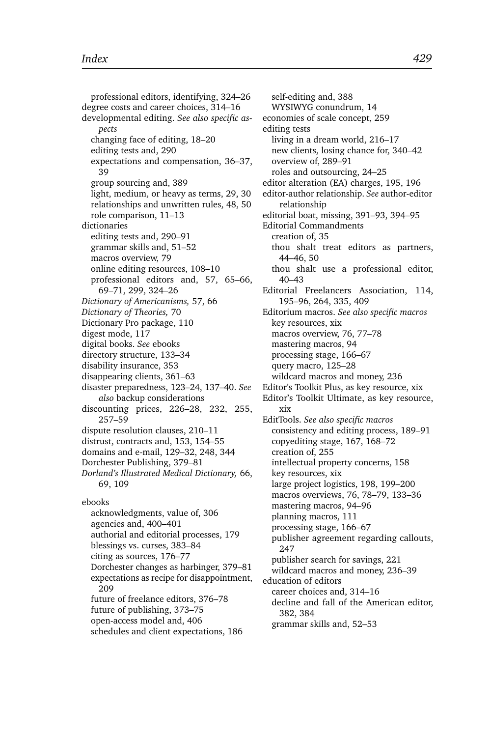professional editors, identifying, 324–26
degree costs and career choices, 314–16
developmental editing. *See also specific aspects*
  changing face of editing, 18–20
  editing tests and, 290
  expectations and compensation, 36–37, 39
  group sourcing and, 389
  light, medium, or heavy as terms, 29, 30
  relationships and unwritten rules, 48, 50
  role comparison, 11–13
dictionaries
  editing tests and, 290–91
  grammar skills and, 51–52
  macros overview, 79
  online editing resources, 108–10
  professional editors and, 57, 65–66, 69–71, 299, 324–26
*Dictionary of Americanisms,* 57, 66
*Dictionary of Theories,* 70
Dictionary Pro package, 110
digest mode, 117
digital books. *See* ebooks
directory structure, 133–34
disability insurance, 353
disappearing clients, 361–63
disaster preparedness, 123–24, 137–40. *See also* backup considerations
discounting prices, 226–28, 232, 255, 257–59
dispute resolution clauses, 210–11
distrust, contracts and, 153, 154–55
domains and e-mail, 129–32, 248, 344
Dorchester Publishing, 379–81
*Dorland's Illustrated Medical Dictionary,* 66, 69, 109

ebooks
  acknowledgments, value of, 306
  agencies and, 400–401
  authorial and editorial processes, 179
  blessings vs. curses, 383–84
  citing as sources, 176–77
  Dorchester changes as harbinger, 379–81
  expectations as recipe for disappointment, 209
  future of freelance editors, 376–78
  future of publishing, 373–75
  open-access model and, 406
  schedules and client expectations, 186
  self-editing and, 388
  WYSIWYG conundrum, 14
economies of scale concept, 259
editing tests
  living in a dream world, 216–17
  new clients, losing chance for, 340–42
  overview of, 289–91
  roles and outsourcing, 24–25
editor alteration (EA) charges, 195, 196
editor-author relationship. *See* author-editor relationship
editorial boat, missing, 391–93, 394–95
Editorial Commandments
  creation of, 35
  thou shalt treat editors as partners, 44–46, 50
  thou shalt use a professional editor, 40–43
Editorial Freelancers Association, 114, 195–96, 264, 335, 409
Editorium macros. *See also specific macros*
  key resources, xix
  macros overview, 76, 77–78
  mastering macros, 94
  processing stage, 166–67
  query macro, 125–28
  wildcard macros and money, 236
Editor's Toolkit Plus, as key resource, xix
Editor's Toolkit Ultimate, as key resource, xix
EditTools. *See also specific macros*
  consistency and editing process, 189–91
  copyediting stage, 167, 168–72
  creation of, 255
  intellectual property concerns, 158
  key resources, xix
  large project logistics, 198, 199–200
  macros overviews, 76, 78–79, 133–36
  mastering macros, 94–96
  planning macros, 111
  processing stage, 166–67
  publisher agreement regarding callouts, 247
  publisher search for savings, 221
  wildcard macros and money, 236–39
education of editors
  career choices and, 314–16
  decline and fall of the American editor, 382, 384
  grammar skills and, 52–53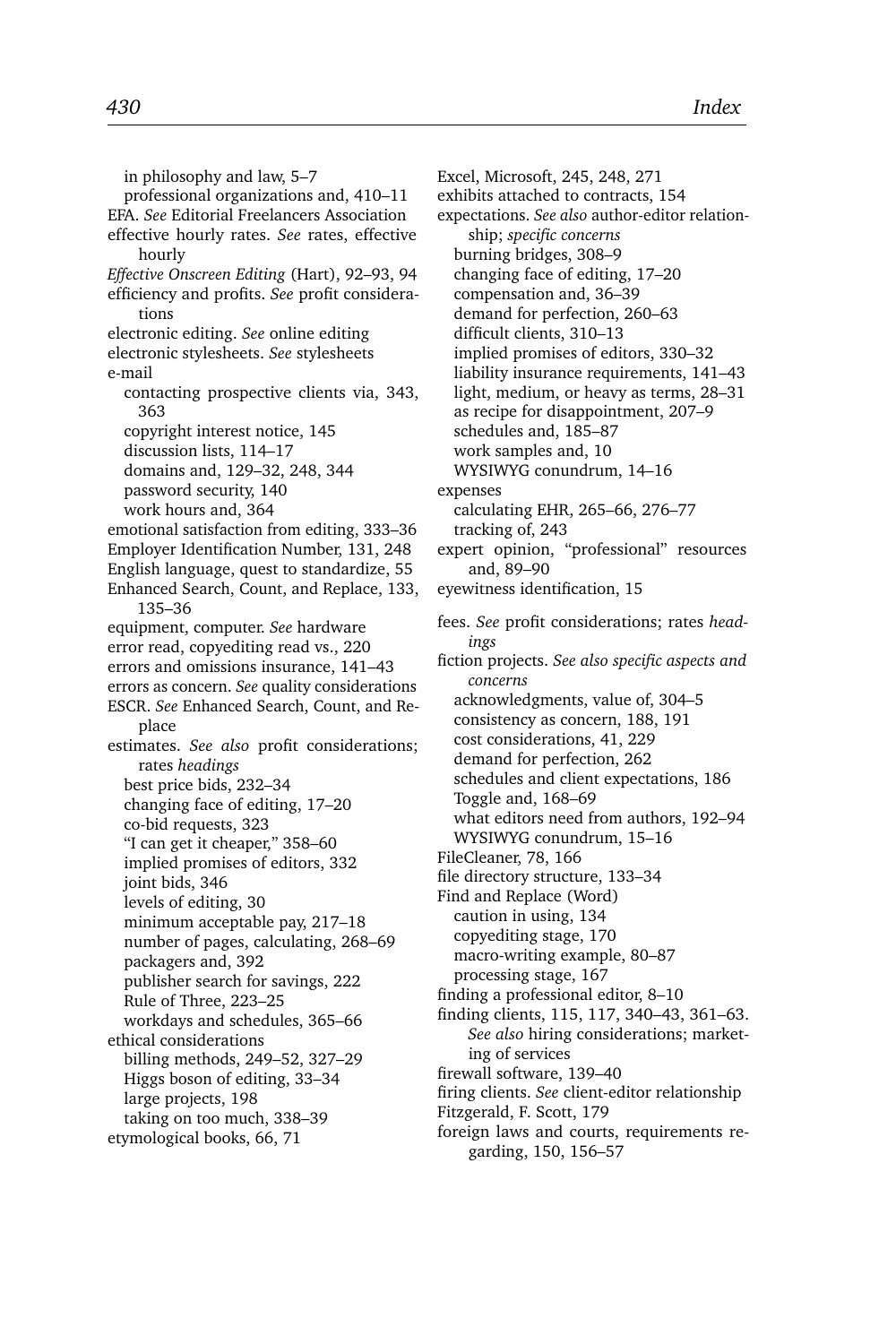in philosophy and law, 5–7
professional organizations and, 410–11
EFA. *See* Editorial Freelancers Association
effective hourly rates. *See* rates, effective hourly
*Effective Onscreen Editing* (Hart), 92–93, 94
efficiency and profits. *See* profit considerations
electronic editing. *See* online editing
electronic stylesheets. *See* stylesheets
e-mail
contacting prospective clients via, 343, 363
copyright interest notice, 145
discussion lists, 114–17
domains and, 129–32, 248, 344
password security, 140
work hours and, 364
emotional satisfaction from editing, 333–36
Employer Identification Number, 131, 248
English language, quest to standardize, 55
Enhanced Search, Count, and Replace, 133, 135–36
equipment, computer. *See* hardware
error read, copyediting read vs., 220
errors and omissions insurance, 141–43
errors as concern. *See* quality considerations
ESCR. *See* Enhanced Search, Count, and Replace
estimates. *See also* profit considerations; rates *headings*
best price bids, 232–34
changing face of editing, 17–20
co-bid requests, 323
"I can get it cheaper," 358–60
implied promises of editors, 332
joint bids, 346
levels of editing, 30
minimum acceptable pay, 217–18
number of pages, calculating, 268–69
packagers and, 392
publisher search for savings, 222
Rule of Three, 223–25
workdays and schedules, 365–66
ethical considerations
billing methods, 249–52, 327–29
Higgs boson of editing, 33–34
large projects, 198
taking on too much, 338–39
etymological books, 66, 71

Excel, Microsoft, 245, 248, 271
exhibits attached to contracts, 154
expectations. *See also* author-editor relationship; *specific concerns*
burning bridges, 308–9
changing face of editing, 17–20
compensation and, 36–39
demand for perfection, 260–63
difficult clients, 310–13
implied promises of editors, 330–32
liability insurance requirements, 141–43
light, medium, or heavy as terms, 28–31
as recipe for disappointment, 207–9
schedules and, 185–87
work samples and, 10
WYSIWYG conundrum, 14–16
expenses
calculating EHR, 265–66, 276–77
tracking of, 243
expert opinion, "professional" resources and, 89–90
eyewitness identification, 15

fees. *See* profit considerations; rates *headings*
fiction projects. *See also specific aspects and concerns*
acknowledgments, value of, 304–5
consistency as concern, 188, 191
cost considerations, 41, 229
demand for perfection, 262
schedules and client expectations, 186
Toggle and, 168–69
what editors need from authors, 192–94
WYSIWYG conundrum, 15–16
FileCleaner, 78, 166
file directory structure, 133–34
Find and Replace (Word)
caution in using, 134
copyediting stage, 170
macro-writing example, 80–87
processing stage, 167
finding a professional editor, 8–10
finding clients, 115, 117, 340–43, 361–63. *See also* hiring considerations; marketing of services
firewall software, 139–40
firing clients. *See* client-editor relationship
Fitzgerald, F. Scott, 179
foreign laws and courts, requirements regarding, 150, 156–57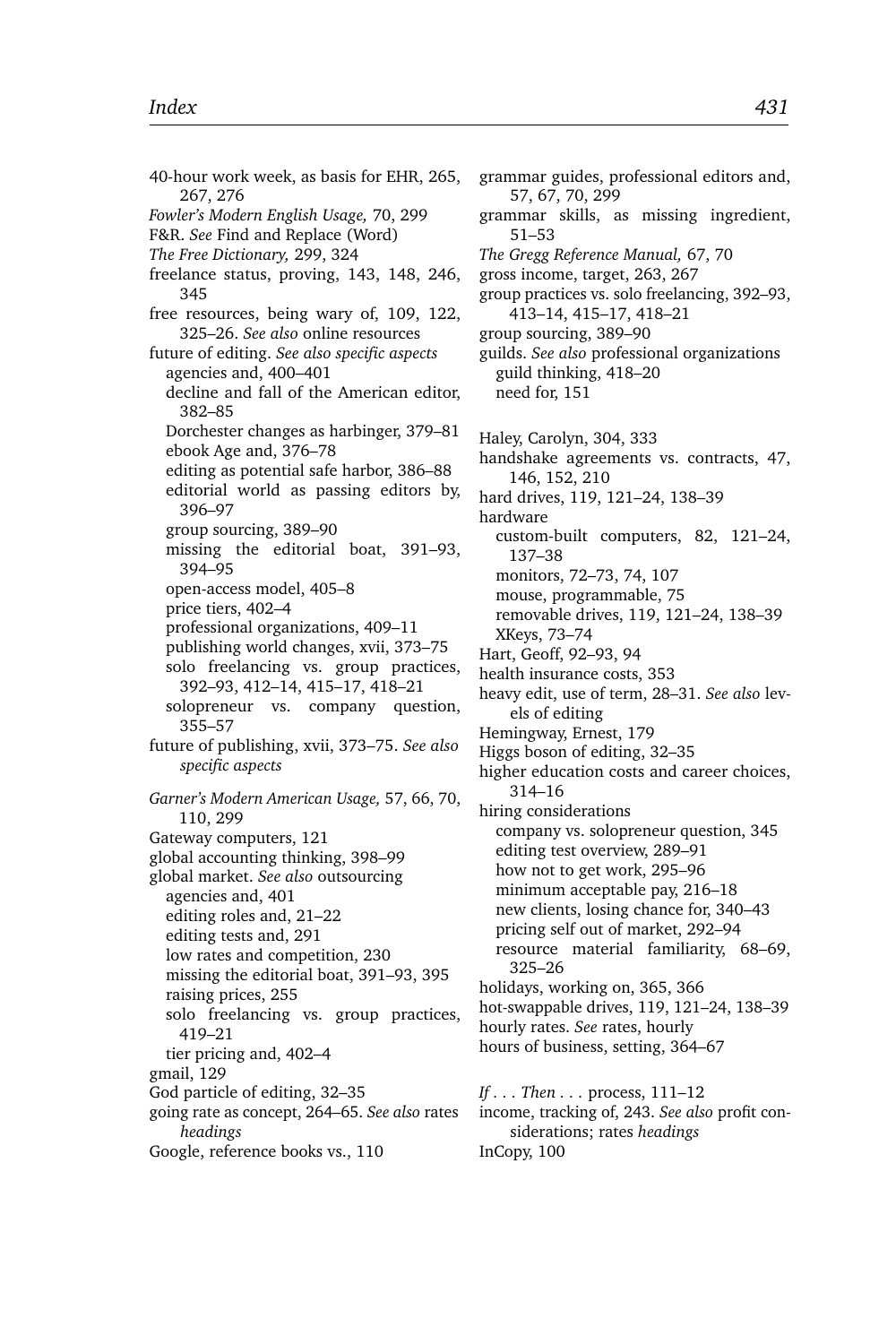40-hour work week, as basis for EHR, 265, 267, 276
*Fowler's Modern English Usage,* 70, 299
F&R. *See* Find and Replace (Word)
*The Free Dictionary,* 299, 324
freelance status, proving, 143, 148, 246, 345
free resources, being wary of, 109, 122, 325–26. *See also* online resources
future of editing. *See also specific aspects*
  agencies and, 400–401
  decline and fall of the American editor, 382–85
  Dorchester changes as harbinger, 379–81
  ebook Age and, 376–78
  editing as potential safe harbor, 386–88
  editorial world as passing editors by, 396–97
  group sourcing, 389–90
  missing the editorial boat, 391–93, 394–95
  open-access model, 405–8
  price tiers, 402–4
  professional organizations, 409–11
  publishing world changes, xvii, 373–75
  solo freelancing vs. group practices, 392–93, 412–14, 415–17, 418–21
  solopreneur vs. company question, 355–57
future of publishing, xvii, 373–75. *See also specific aspects*

*Garner's Modern American Usage,* 57, 66, 70, 110, 299
Gateway computers, 121
global accounting thinking, 398–99
global market. *See also* outsourcing
  agencies and, 401
  editing roles and, 21–22
  editing tests and, 291
  low rates and competition, 230
  missing the editorial boat, 391–93, 395
  raising prices, 255
  solo freelancing vs. group practices, 419–21
  tier pricing and, 402–4
gmail, 129
God particle of editing, 32–35
going rate as concept, 264–65. *See also* rates *headings*
Google, reference books vs., 110
grammar guides, professional editors and, 57, 67, 70, 299
grammar skills, as missing ingredient, 51–53
*The Gregg Reference Manual,* 67, 70
gross income, target, 263, 267
group practices vs. solo freelancing, 392–93, 413–14, 415–17, 418–21
group sourcing, 389–90
guilds. *See also* professional organizations
  guild thinking, 418–20
  need for, 151

Haley, Carolyn, 304, 333
handshake agreements vs. contracts, 47, 146, 152, 210
hard drives, 119, 121–24, 138–39
hardware
  custom-built computers, 82, 121–24, 137–38
  monitors, 72–73, 74, 107
  mouse, programmable, 75
  removable drives, 119, 121–24, 138–39
  XKeys, 73–74
Hart, Geoff, 92–93, 94
health insurance costs, 353
heavy edit, use of term, 28–31. *See also* levels of editing
Hemingway, Ernest, 179
Higgs boson of editing, 32–35
higher education costs and career choices, 314–16
hiring considerations
  company vs. solopreneur question, 345
  editing test overview, 289–91
  how not to get work, 295–96
  minimum acceptable pay, 216–18
  new clients, losing chance for, 340–43
  pricing self out of market, 292–94
  resource material familiarity, 68–69, 325–26
holidays, working on, 365, 366
hot-swappable drives, 119, 121–24, 138–39
hourly rates. *See* rates, hourly
hours of business, setting, 364–67

*If . . . Then . . .* process, 111–12
income, tracking of, 243. *See also* profit considerations; rates *headings*
InCopy, 100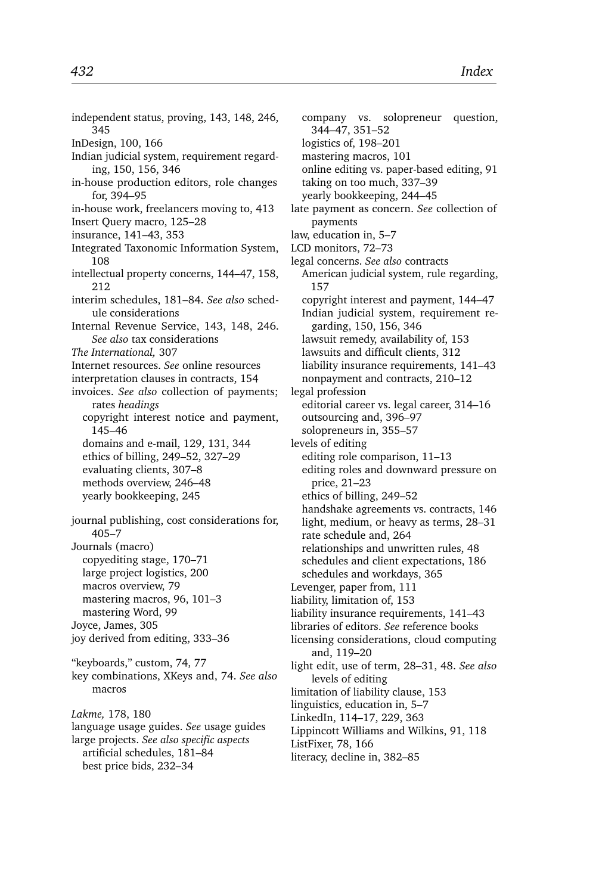independent status, proving, 143, 148, 246, 345
InDesign, 100, 166
Indian judicial system, requirement regarding, 150, 156, 346
in-house production editors, role changes for, 394–95
in-house work, freelancers moving to, 413
Insert Query macro, 125–28
insurance, 141–43, 353
Integrated Taxonomic Information System, 108
intellectual property concerns, 144–47, 158, 212
interim schedules, 181–84. *See also* schedule considerations
Internal Revenue Service, 143, 148, 246. *See also* tax considerations
*The International,* 307
Internet resources. *See* online resources
interpretation clauses in contracts, 154
invoices. *See also* collection of payments; rates *headings*
  copyright interest notice and payment, 145–46
  domains and e-mail, 129, 131, 344
  ethics of billing, 249–52, 327–29
  evaluating clients, 307–8
  methods overview, 246–48
  yearly bookkeeping, 245

journal publishing, cost considerations for, 405–7
Journals (macro)
  copyediting stage, 170–71
  large project logistics, 200
  macros overview, 79
  mastering macros, 96, 101–3
  mastering Word, 99
Joyce, James, 305
joy derived from editing, 333–36

"keyboards," custom, 74, 77
key combinations, XKeys and, 74. *See also* macros

*Lakme,* 178, 180
language usage guides. *See* usage guides
large projects. *See also specific aspects*
  artificial schedules, 181–84
  best price bids, 232–34
  company vs. solopreneur question, 344–47, 351–52
  logistics of, 198–201
  mastering macros, 101
  online editing vs. paper-based editing, 91
  taking on too much, 337–39
  yearly bookkeeping, 244–45
late payment as concern. *See* collection of payments
law, education in, 5–7
LCD monitors, 72–73
legal concerns. *See also* contracts
  American judicial system, rule regarding, 157
  copyright interest and payment, 144–47
  Indian judicial system, requirement regarding, 150, 156, 346
  lawsuit remedy, availability of, 153
  lawsuits and difficult clients, 312
  liability insurance requirements, 141–43
  nonpayment and contracts, 210–12
legal profession
  editorial career vs. legal career, 314–16
  outsourcing and, 396–97
  solopreneurs in, 355–57
levels of editing
  editing role comparison, 11–13
  editing roles and downward pressure on price, 21–23
  ethics of billing, 249–52
  handshake agreements vs. contracts, 146
  light, medium, or heavy as terms, 28–31
  rate schedule and, 264
  relationships and unwritten rules, 48
  schedules and client expectations, 186
  schedules and workdays, 365
Levenger, paper from, 111
liability, limitation of, 153
liability insurance requirements, 141–43
libraries of editors. *See* reference books
licensing considerations, cloud computing and, 119–20
light edit, use of term, 28–31, 48. *See also* levels of editing
limitation of liability clause, 153
linguistics, education in, 5–7
LinkedIn, 114–17, 229, 363
Lippincott Williams and Wilkins, 91, 118
ListFixer, 78, 166
literacy, decline in, 382–85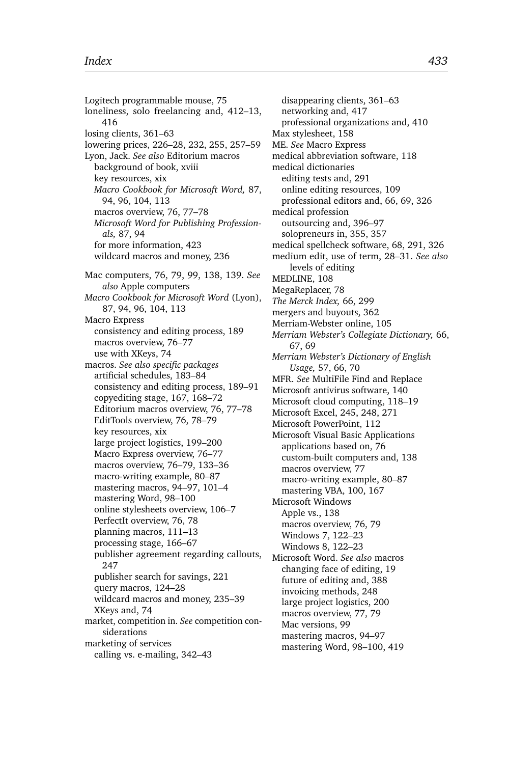Logitech programmable mouse, 75
loneliness, solo freelancing and, 412–13, 416
losing clients, 361–63
lowering prices, 226–28, 232, 255, 257–59
Lyon, Jack. *See also* Editorium macros
  background of book, xviii
  key resources, xix
  *Macro Cookbook for Microsoft Word,* 87, 94, 96, 104, 113
  macros overview, 76, 77–78
  *Microsoft Word for Publishing Professionals,* 87, 94
  for more information, 423
  wildcard macros and money, 236

Mac computers, 76, 79, 99, 138, 139. *See also* Apple computers
*Macro Cookbook for Microsoft Word* (Lyon), 87, 94, 96, 104, 113
Macro Express
  consistency and editing process, 189
  macros overview, 76–77
  use with XKeys, 74
macros. *See also specific packages*
  artificial schedules, 183–84
  consistency and editing process, 189–91
  copyediting stage, 167, 168–72
  Editorium macros overview, 76, 77–78
  EditTools overview, 76, 78–79
  key resources, xix
  large project logistics, 199–200
  Macro Express overview, 76–77
  macros overview, 76–79, 133–36
  macro-writing example, 80–87
  mastering macros, 94–97, 101–4
  mastering Word, 98–100
  online stylesheets overview, 106–7
  PerfectIt overview, 76, 78
  planning macros, 111–13
  processing stage, 166–67
  publisher agreement regarding callouts, 247
  publisher search for savings, 221
  query macros, 124–28
  wildcard macros and money, 235–39
  XKeys and, 74
market, competition in. *See* competition considerations
marketing of services
  calling vs. e-mailing, 342–43
  disappearing clients, 361–63
  networking and, 417
  professional organizations and, 410
Max stylesheet, 158
ME. *See* Macro Express
medical abbreviation software, 118
medical dictionaries
  editing tests and, 291
  online editing resources, 109
  professional editors and, 66, 69, 326
medical profession
  outsourcing and, 396–97
  solopreneurs in, 355, 357
medical spellcheck software, 68, 291, 326
medium edit, use of term, 28–31. *See also* levels of editing
MEDLINE, 108
MegaReplacer, 78
*The Merck Index,* 66, 299
mergers and buyouts, 362
Merriam-Webster online, 105
*Merriam Webster's Collegiate Dictionary,* 66, 67, 69
*Merriam Webster's Dictionary of English Usage,* 57, 66, 70
MFR. *See* MultiFile Find and Replace
Microsoft antivirus software, 140
Microsoft cloud computing, 118–19
Microsoft Excel, 245, 248, 271
Microsoft PowerPoint, 112
Microsoft Visual Basic Applications
  applications based on, 76
  custom-built computers and, 138
  macros overview, 77
  macro-writing example, 80–87
  mastering VBA, 100, 167
Microsoft Windows
  Apple vs., 138
  macros overview, 76, 79
  Windows 7, 122–23
  Windows 8, 122–23
Microsoft Word. *See also* macros
  changing face of editing, 19
  future of editing and, 388
  invoicing methods, 248
  large project logistics, 200
  macros overview, 77, 79
  Mac versions, 99
  mastering macros, 94–97
  mastering Word, 98–100, 419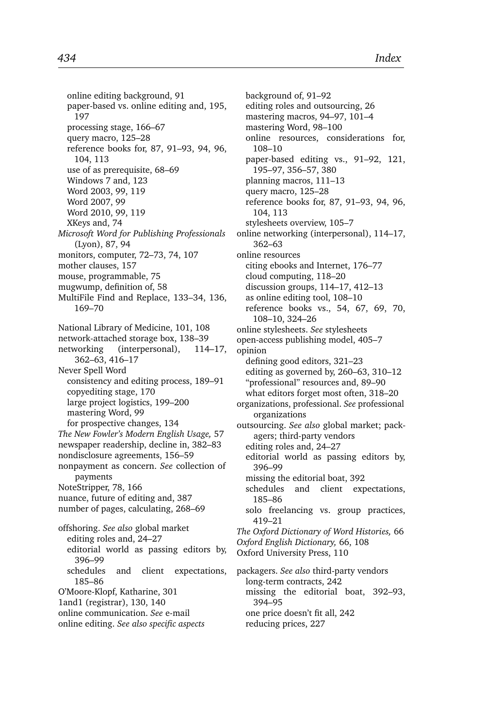online editing background, 91
paper-based vs. online editing and, 195, 197
processing stage, 166–67
query macro, 125–28
reference books for, 87, 91–93, 94, 96, 104, 113
use of as prerequisite, 68–69
Windows 7 and, 123
Word 2003, 99, 119
Word 2007, 99
Word 2010, 99, 119
XKeys and, 74

*Microsoft Word for Publishing Professionals* (Lyon), 87, 94
monitors, computer, 72–73, 74, 107
mother clauses, 157
mouse, programmable, 75
mugwump, definition of, 58
MultiFile Find and Replace, 133–34, 136, 169–70

National Library of Medicine, 101, 108
network-attached storage box, 138–39
networking (interpersonal), 114–17, 362–63, 416–17
Never Spell Word
consistency and editing process, 189–91
copyediting stage, 170
large project logistics, 199–200
mastering Word, 99
for prospective changes, 134

*The New Fowler's Modern English Usage,* 57
newspaper readership, decline in, 382–83
nondisclosure agreements, 156–59
nonpayment as concern. *See* collection of payments
NoteStripper, 78, 166
nuance, future of editing and, 387
number of pages, calculating, 268–69

offshoring. *See also* global market
editing roles and, 24–27
editorial world as passing editors by, 396–99
schedules and client expectations, 185–86

O'Moore-Klopf, Katharine, 301
1and1 (registrar), 130, 140
online communication. *See* e-mail
online editing. *See also specific aspects*
background of, 91–92
editing roles and outsourcing, 26
mastering macros, 94–97, 101–4
mastering Word, 98–100
online resources, considerations for, 108–10
paper-based editing vs., 91–92, 121, 195–97, 356–57, 380
planning macros, 111–13
query macro, 125–28
reference books for, 87, 91–93, 94, 96, 104, 113
stylesheets overview, 105–7

online networking (interpersonal), 114–17, 362–63
online resources
citing ebooks and Internet, 176–77
cloud computing, 118–20
discussion groups, 114–17, 412–13
as online editing tool, 108–10
reference books vs., 54, 67, 69, 70, 108–10, 324–26

online stylesheets. *See* stylesheets
open-access publishing model, 405–7
opinion
defining good editors, 321–23
editing as governed by, 260–63, 310–12
"professional" resources and, 89–90
what editors forget most often, 318–20

organizations, professional. *See* professional organizations
outsourcing. *See also* global market; packagers; third-party vendors
editing roles and, 24–27
editorial world as passing editors by, 396–99
missing the editorial boat, 392
schedules and client expectations, 185–86
solo freelancing vs. group practices, 419–21

*The Oxford Dictionary of Word Histories,* 66
*Oxford English Dictionary,* 66, 108
Oxford University Press, 110

packagers. *See also* third-party vendors
long-term contracts, 242
missing the editorial boat, 392–93, 394–95
one price doesn't fit all, 242
reducing prices, 227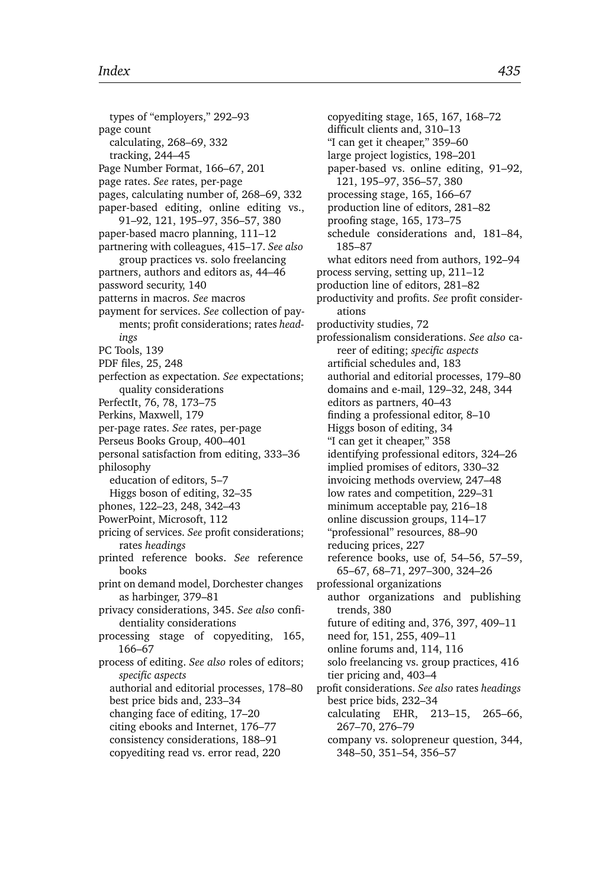types of "employers," 292–93
page count
  calculating, 268–69, 332
  tracking, 244–45
Page Number Format, 166–67, 201
page rates. *See* rates, per-page
pages, calculating number of, 268–69, 332
paper-based editing, online editing vs., 91–92, 121, 195–97, 356–57, 380
paper-based macro planning, 111–12
partnering with colleagues, 415–17. *See also* group practices vs. solo freelancing
partners, authors and editors as, 44–46
password security, 140
patterns in macros. *See* macros
payment for services. *See* collection of payments; profit considerations; rates *headings*
PC Tools, 139
PDF files, 25, 248
perfection as expectation. *See* expectations; quality considerations
PerfectIt, 76, 78, 173–75
Perkins, Maxwell, 179
per-page rates. *See* rates, per-page
Perseus Books Group, 400–401
personal satisfaction from editing, 333–36
philosophy
  education of editors, 5–7
  Higgs boson of editing, 32–35
phones, 122–23, 248, 342–43
PowerPoint, Microsoft, 112
pricing of services. *See* profit considerations; rates *headings*
printed reference books. *See* reference books
print on demand model, Dorchester changes as harbinger, 379–81
privacy considerations, 345. *See also* confidentiality considerations
processing stage of copyediting, 165, 166–67
process of editing. *See also* roles of editors; *specific aspects*
  authorial and editorial processes, 178–80
  best price bids and, 233–34
  changing face of editing, 17–20
  citing ebooks and Internet, 176–77
  consistency considerations, 188–91
  copyediting read vs. error read, 220
  copyediting stage, 165, 167, 168–72
  difficult clients and, 310–13
  "I can get it cheaper," 359–60
  large project logistics, 198–201
  paper-based vs. online editing, 91–92, 121, 195–97, 356–57, 380
  processing stage, 165, 166–67
  production line of editors, 281–82
  proofing stage, 165, 173–75
  schedule considerations and, 181–84, 185–87
  what editors need from authors, 192–94
process serving, setting up, 211–12
production line of editors, 281–82
productivity and profits. *See* profit considerations
productivity studies, 72
professionalism considerations. *See also* career of editing; *specific aspects*
  artificial schedules and, 183
  authorial and editorial processes, 179–80
  domains and e-mail, 129–32, 248, 344
  editors as partners, 40–43
  finding a professional editor, 8–10
  Higgs boson of editing, 34
  "I can get it cheaper," 358
  identifying professional editors, 324–26
  implied promises of editors, 330–32
  invoicing methods overview, 247–48
  low rates and competition, 229–31
  minimum acceptable pay, 216–18
  online discussion groups, 114–17
  "professional" resources, 88–90
  reducing prices, 227
  reference books, use of, 54–56, 57–59, 65–67, 68–71, 297–300, 324–26
professional organizations
  author organizations and publishing trends, 380
  future of editing and, 376, 397, 409–11
  need for, 151, 255, 409–11
  online forums and, 114, 116
  solo freelancing vs. group practices, 416
  tier pricing and, 403–4
profit considerations. *See also* rates *headings*
  best price bids, 232–34
  calculating EHR, 213–15, 265–66, 267–70, 276–79
  company vs. solopreneur question, 344, 348–50, 351–54, 356–57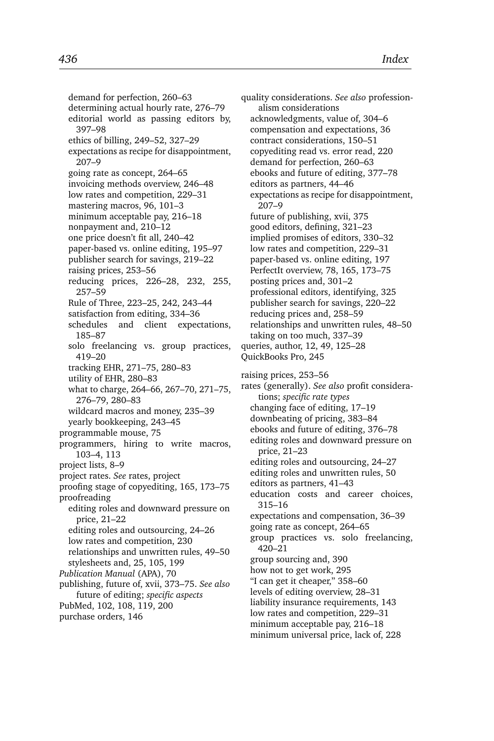demand for perfection, 260–63
determining actual hourly rate, 276–79
editorial world as passing editors by, 397–98
ethics of billing, 249–52, 327–29
expectations as recipe for disappointment, 207–9
going rate as concept, 264–65
invoicing methods overview, 246–48
low rates and competition, 229–31
mastering macros, 96, 101–3
minimum acceptable pay, 216–18
nonpayment and, 210–12
one price doesn't fit all, 240–42
paper-based vs. online editing, 195–97
publisher search for savings, 219–22
raising prices, 253–56
reducing prices, 226–28, 232, 255, 257–59
Rule of Three, 223–25, 242, 243–44
satisfaction from editing, 334–36
schedules and client expectations, 185–87
solo freelancing vs. group practices, 419–20
tracking EHR, 271–75, 280–83
utility of EHR, 280–83
what to charge, 264–66, 267–70, 271–75, 276–79, 280–83
wildcard macros and money, 235–39
yearly bookkeeping, 243–45

programmable mouse, 75
programmers, hiring to write macros, 103–4, 113
project lists, 8–9
project rates. *See* rates, project
proofing stage of copyediting, 165, 173–75
proofreading
- editing roles and downward pressure on price, 21–22
- editing roles and outsourcing, 24–26
- low rates and competition, 230
- relationships and unwritten rules, 49–50
- stylesheets and, 25, 105, 199

*Publication Manual* (APA), 70
publishing, future of, xvii, 373–75. *See also* future of editing; *specific aspects*
PubMed, 102, 108, 119, 200
purchase orders, 146

quality considerations. *See also* professionalism considerations
- acknowledgments, value of, 304–6
- compensation and expectations, 36
- contract considerations, 150–51
- copyediting read vs. error read, 220
- demand for perfection, 260–63
- ebooks and future of editing, 377–78
- editors as partners, 44–46
- expectations as recipe for disappointment, 207–9
- future of publishing, xvii, 375
- good editors, defining, 321–23
- implied promises of editors, 330–32
- low rates and competition, 229–31
- paper-based vs. online editing, 197
- PerfectIt overview, 78, 165, 173–75
- posting prices and, 301–2
- professional editors, identifying, 325
- publisher search for savings, 220–22
- reducing prices and, 258–59
- relationships and unwritten rules, 48–50
- taking on too much, 337–39

queries, author, 12, 49, 125–28
QuickBooks Pro, 245

raising prices, 253–56
rates (generally). *See also* profit considerations; *specific rate types*
- changing face of editing, 17–19
- downbeating of pricing, 383–84
- ebooks and future of editing, 376–78
- editing roles and downward pressure on price, 21–23
- editing roles and outsourcing, 24–27
- editing roles and unwritten rules, 50
- editors as partners, 41–43
- education costs and career choices, 315–16
- expectations and compensation, 36–39
- going rate as concept, 264–65
- group practices vs. solo freelancing, 420–21
- group sourcing and, 390
- how not to get work, 295
- "I can get it cheaper," 358–60
- levels of editing overview, 28–31
- liability insurance requirements, 143
- low rates and competition, 229–31
- minimum acceptable pay, 216–18
- minimum universal price, lack of, 228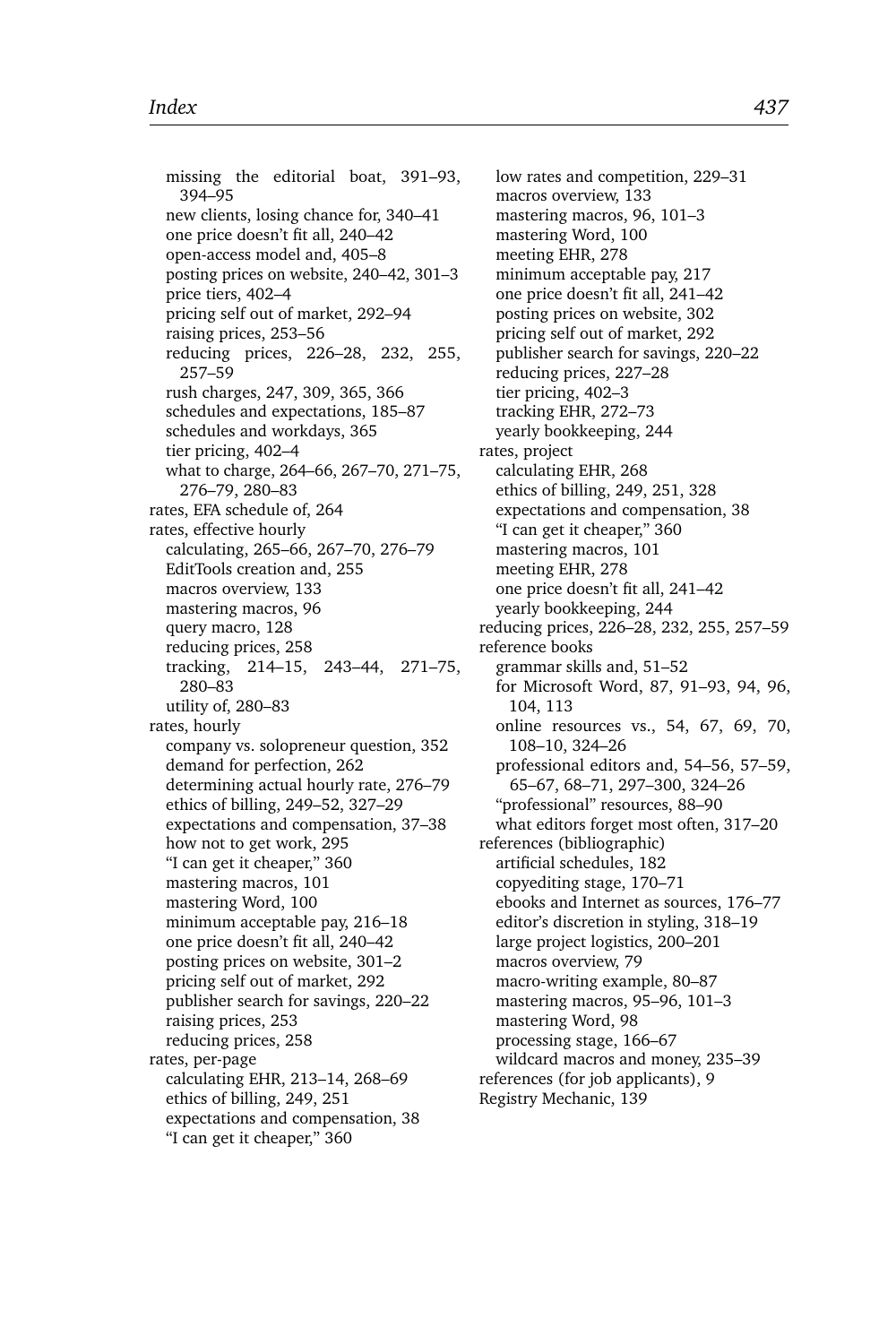missing the editorial boat, 391–93, 394–95
new clients, losing chance for, 340–41
one price doesn't fit all, 240–42
open-access model and, 405–8
posting prices on website, 240–42, 301–3
price tiers, 402–4
pricing self out of market, 292–94
raising prices, 253–56
reducing prices, 226–28, 232, 255, 257–59
rush charges, 247, 309, 365, 366
schedules and expectations, 185–87
schedules and workdays, 365
tier pricing, 402–4
what to charge, 264–66, 267–70, 271–75, 276–79, 280–83

rates, EFA schedule of, 264

rates, effective hourly
calculating, 265–66, 267–70, 276–79
EditTools creation and, 255
macros overview, 133
mastering macros, 96
query macro, 128
reducing prices, 258
tracking, 214–15, 243–44, 271–75, 280–83
utility of, 280–83

rates, hourly
company vs. solopreneur question, 352
demand for perfection, 262
determining actual hourly rate, 276–79
ethics of billing, 249–52, 327–29
expectations and compensation, 37–38
how not to get work, 295
"I can get it cheaper," 360
mastering macros, 101
mastering Word, 100
minimum acceptable pay, 216–18
one price doesn't fit all, 240–42
posting prices on website, 301–2
pricing self out of market, 292
publisher search for savings, 220–22
raising prices, 253
reducing prices, 258

rates, per-page
calculating EHR, 213–14, 268–69
ethics of billing, 249, 251
expectations and compensation, 38
"I can get it cheaper," 360
low rates and competition, 229–31
macros overview, 133
mastering macros, 96, 101–3
mastering Word, 100
meeting EHR, 278
minimum acceptable pay, 217
one price doesn't fit all, 241–42
posting prices on website, 302
pricing self out of market, 292
publisher search for savings, 220–22
reducing prices, 227–28
tier pricing, 402–3
tracking EHR, 272–73
yearly bookkeeping, 244

rates, project
calculating EHR, 268
ethics of billing, 249, 251, 328
expectations and compensation, 38
"I can get it cheaper," 360
mastering macros, 101
meeting EHR, 278
one price doesn't fit all, 241–42
yearly bookkeeping, 244

reducing prices, 226–28, 232, 255, 257–59

reference books
grammar skills and, 51–52
for Microsoft Word, 87, 91–93, 94, 96, 104, 113
online resources vs., 54, 67, 69, 70, 108–10, 324–26
professional editors and, 54–56, 57–59, 65–67, 68–71, 297–300, 324–26
"professional" resources, 88–90
what editors forget most often, 317–20

references (bibliographic)
artificial schedules, 182
copyediting stage, 170–71
ebooks and Internet as sources, 176–77
editor's discretion in styling, 318–19
large project logistics, 200–201
macros overview, 79
macro-writing example, 80–87
mastering macros, 95–96, 101–3
mastering Word, 98
processing stage, 166–67
wildcard macros and money, 235–39

references (for job applicants), 9

Registry Mechanic, 139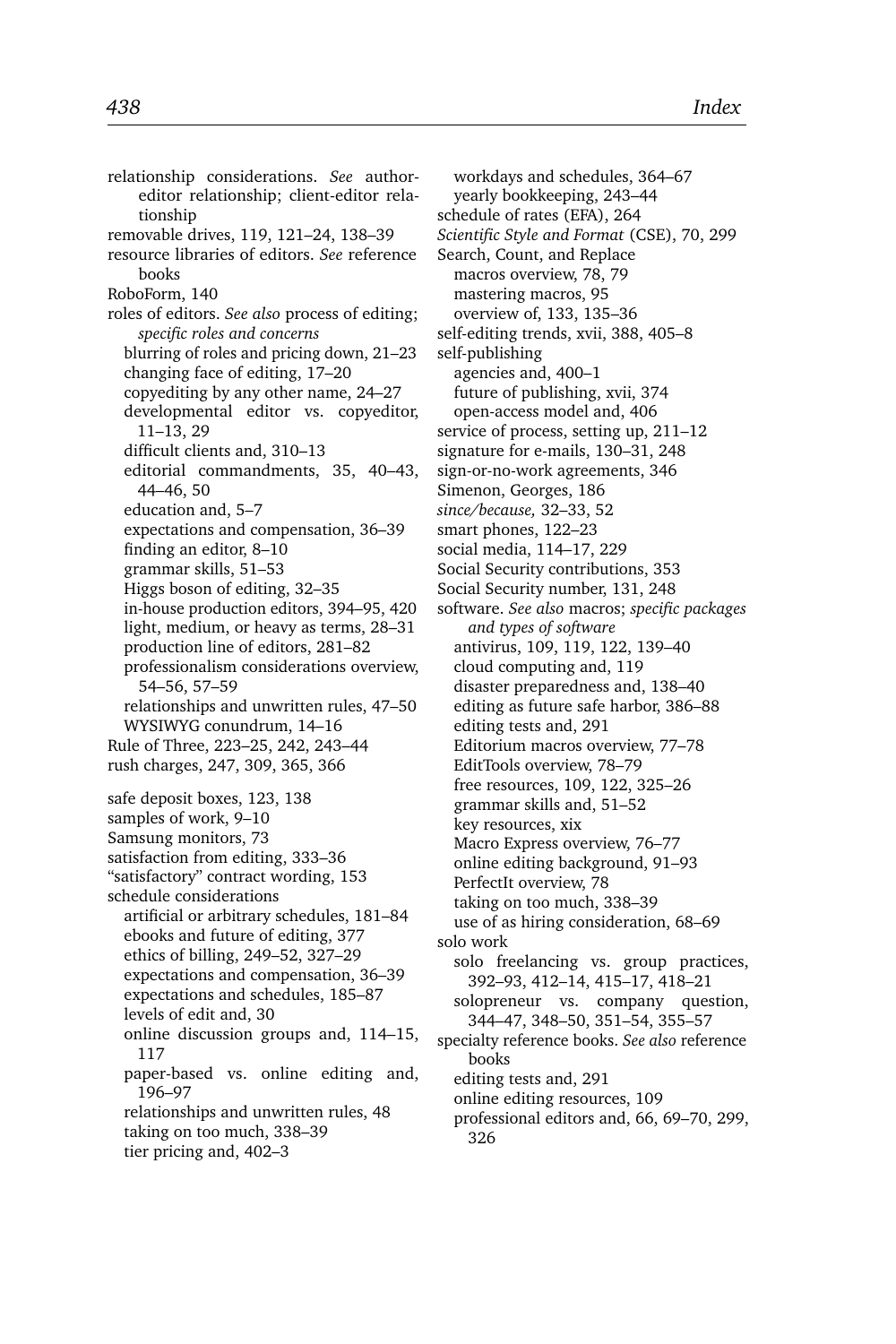relationship considerations. *See* author-editor relationship; client-editor relationship
removable drives, 119, 121–24, 138–39
resource libraries of editors. *See* reference books
RoboForm, 140
roles of editors. *See also* process of editing; *specific roles and concerns*
  blurring of roles and pricing down, 21–23
  changing face of editing, 17–20
  copyediting by any other name, 24–27
  developmental editor vs. copyeditor, 11–13, 29
  difficult clients and, 310–13
  editorial commandments, 35, 40–43, 44–46, 50
  education and, 5–7
  expectations and compensation, 36–39
  finding an editor, 8–10
  grammar skills, 51–53
  Higgs boson of editing, 32–35
  in-house production editors, 394–95, 420
  light, medium, or heavy as terms, 28–31
  production line of editors, 281–82
  professionalism considerations overview, 54–56, 57–59
  relationships and unwritten rules, 47–50
  WYSIWYG conundrum, 14–16
Rule of Three, 223–25, 242, 243–44
rush charges, 247, 309, 365, 366

safe deposit boxes, 123, 138
samples of work, 9–10
Samsung monitors, 73
satisfaction from editing, 333–36
"satisfactory" contract wording, 153
schedule considerations
  artificial or arbitrary schedules, 181–84
  ebooks and future of editing, 377
  ethics of billing, 249–52, 327–29
  expectations and compensation, 36–39
  expectations and schedules, 185–87
  levels of edit and, 30
  online discussion groups and, 114–15, 117
  paper-based vs. online editing and, 196–97
  relationships and unwritten rules, 48
  taking on too much, 338–39
  tier pricing and, 402–3
  workdays and schedules, 364–67
  yearly bookkeeping, 243–44
schedule of rates (EFA), 264
*Scientific Style and Format* (CSE), 70, 299
Search, Count, and Replace
  macros overview, 78, 79
  mastering macros, 95
  overview of, 133, 135–36
self-editing trends, xvii, 388, 405–8
self-publishing
  agencies and, 400–1
  future of publishing, xvii, 374
  open-access model and, 406
service of process, setting up, 211–12
signature for e-mails, 130–31, 248
sign-or-no-work agreements, 346
Simenon, Georges, 186
*since/because,* 32–33, 52
smart phones, 122–23
social media, 114–17, 229
Social Security contributions, 353
Social Security number, 131, 248
software. *See also* macros; *specific packages and types of software*
  antivirus, 109, 119, 122, 139–40
  cloud computing and, 119
  disaster preparedness and, 138–40
  editing as future safe harbor, 386–88
  editing tests and, 291
  Editorium macros overview, 77–78
  EditTools overview, 78–79
  free resources, 109, 122, 325–26
  grammar skills and, 51–52
  key resources, xix
  Macro Express overview, 76–77
  online editing background, 91–93
  PerfectIt overview, 78
  taking on too much, 338–39
  use of as hiring consideration, 68–69
solo work
  solo freelancing vs. group practices, 392–93, 412–14, 415–17, 418–21
  solopreneur vs. company question, 344–47, 348–50, 351–54, 355–57
specialty reference books. *See also* reference books
  editing tests and, 291
  online editing resources, 109
  professional editors and, 66, 69–70, 299, 326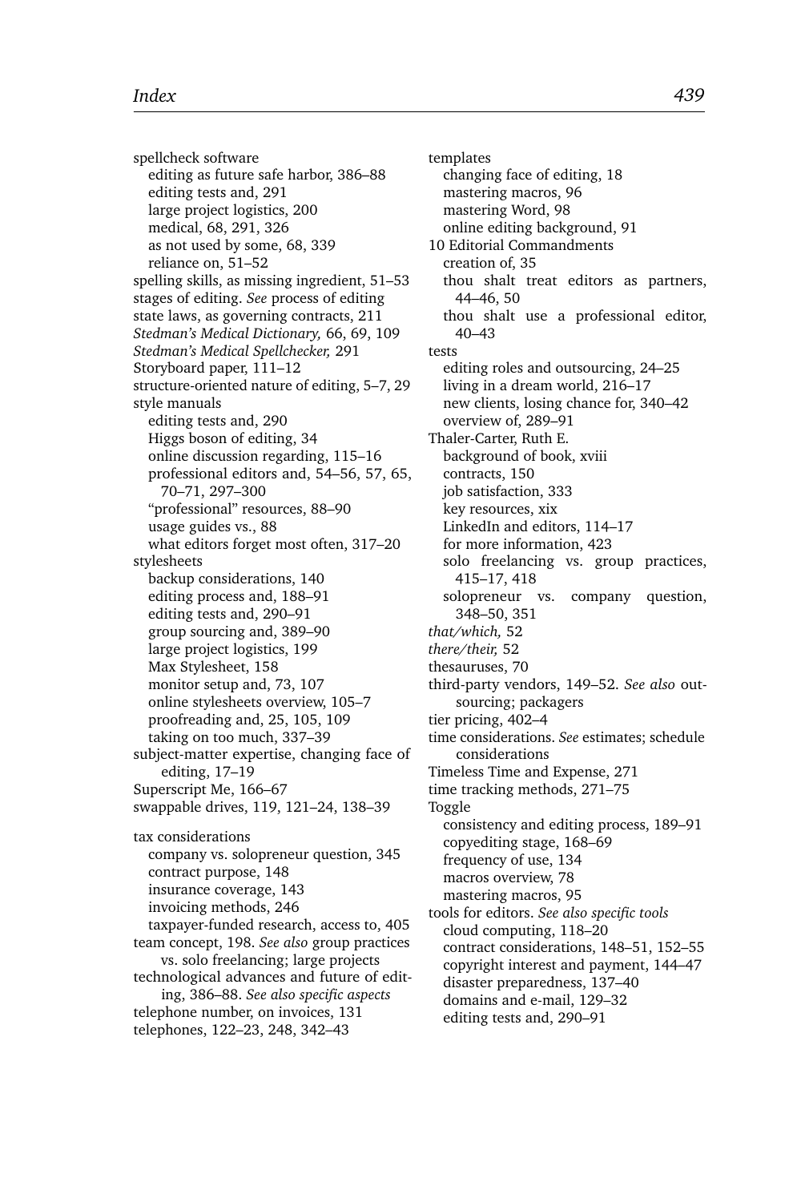spellcheck software
- editing as future safe harbor, 386–88
- editing tests and, 291
- large project logistics, 200
- medical, 68, 291, 326
- as not used by some, 68, 339
- reliance on, 51–52

spelling skills, as missing ingredient, 51–53
stages of editing. *See* process of editing
state laws, as governing contracts, 211
*Stedman's Medical Dictionary,* 66, 69, 109
*Stedman's Medical Spellchecker,* 291
Storyboard paper, 111–12
structure-oriented nature of editing, 5–7, 29
style manuals
- editing tests and, 290
- Higgs boson of editing, 34
- online discussion regarding, 115–16
- professional editors and, 54–56, 57, 65, 70–71, 297–300
- "professional" resources, 88–90
- usage guides vs., 88
- what editors forget most often, 317–20

stylesheets
- backup considerations, 140
- editing process and, 188–91
- editing tests and, 290–91
- group sourcing and, 389–90
- large project logistics, 199
- Max Stylesheet, 158
- monitor setup and, 73, 107
- online stylesheets overview, 105–7
- proofreading and, 25, 105, 109
- taking on too much, 337–39

subject-matter expertise, changing face of editing, 17–19
Superscript Me, 166–67
swappable drives, 119, 121–24, 138–39

tax considerations
- company vs. solopreneur question, 345
- contract purpose, 148
- insurance coverage, 143
- invoicing methods, 246
- taxpayer-funded research, access to, 405

team concept, 198. *See also* group practices vs. solo freelancing; large projects
technological advances and future of editing, 386–88. *See also specific aspects*
telephone number, on invoices, 131
telephones, 122–23, 248, 342–43
templates
- changing face of editing, 18
- mastering macros, 96
- mastering Word, 98
- online editing background, 91

10 Editorial Commandments
- creation of, 35
- thou shalt treat editors as partners, 44–46, 50
- thou shalt use a professional editor, 40–43

tests
- editing roles and outsourcing, 24–25
- living in a dream world, 216–17
- new clients, losing chance for, 340–42
- overview of, 289–91

Thaler-Carter, Ruth E.
- background of book, xviii
- contracts, 150
- job satisfaction, 333
- key resources, xix
- LinkedIn and editors, 114–17
- for more information, 423
- solo freelancing vs. group practices, 415–17, 418
- solopreneur vs. company question, 348–50, 351

*that/which,* 52
*there/their,* 52
thesauruses, 70
third-party vendors, 149–52. *See also* outsourcing; packagers
tier pricing, 402–4
time considerations. *See* estimates; schedule considerations
Timeless Time and Expense, 271
time tracking methods, 271–75
Toggle
- consistency and editing process, 189–91
- copyediting stage, 168–69
- frequency of use, 134
- macros overview, 78
- mastering macros, 95

tools for editors. *See also specific tools*
- cloud computing, 118–20
- contract considerations, 148–51, 152–55
- copyright interest and payment, 144–47
- disaster preparedness, 137–40
- domains and e-mail, 129–32
- editing tests and, 290–91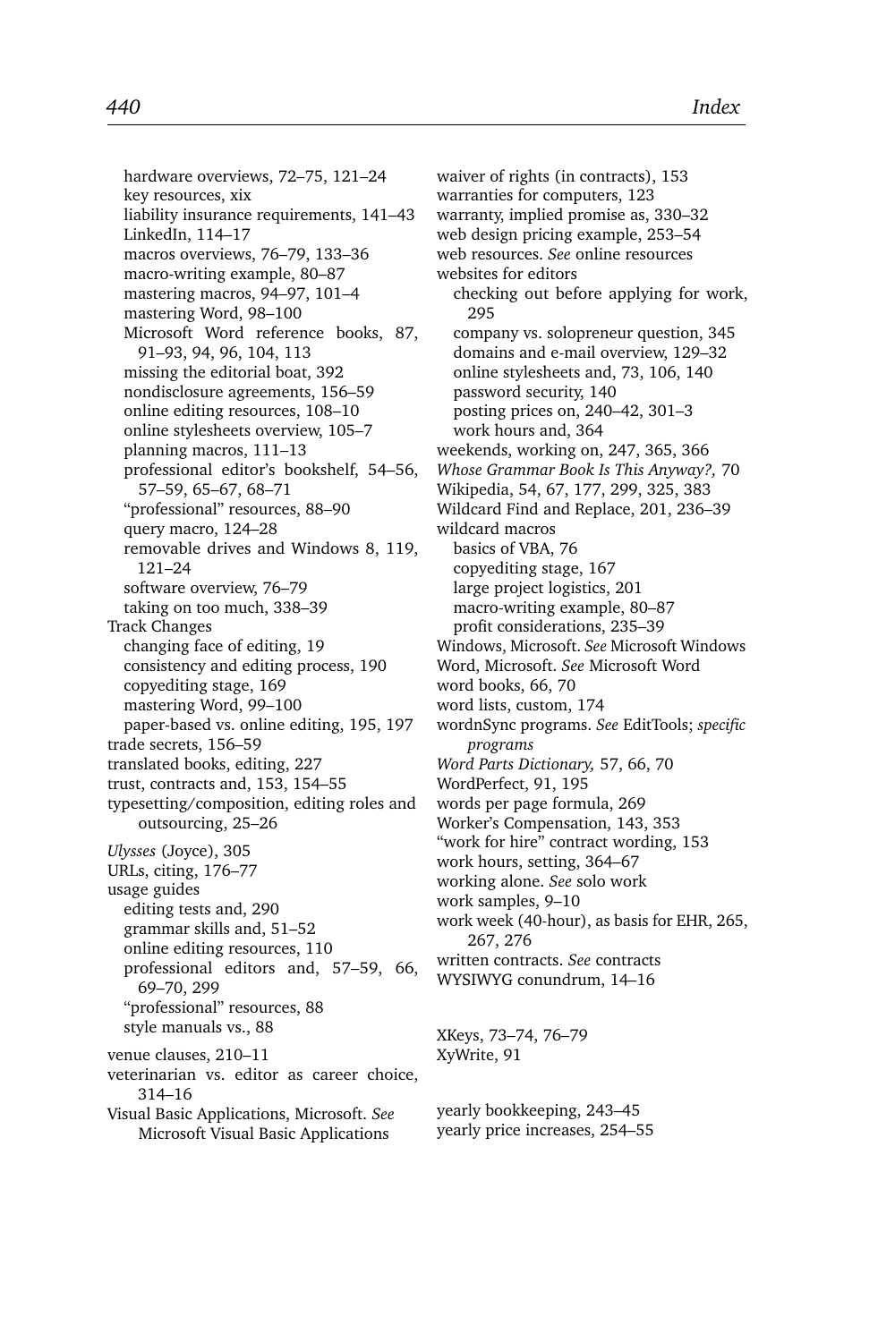hardware overviews, 72–75, 121–24
key resources, xix
liability insurance requirements, 141–43
LinkedIn, 114–17
macros overviews, 76–79, 133–36
macro-writing example, 80–87
mastering macros, 94–97, 101–4
mastering Word, 98–100
Microsoft Word reference books, 87, 91–93, 94, 96, 104, 113
missing the editorial boat, 392
nondisclosure agreements, 156–59
online editing resources, 108–10
online stylesheets overview, 105–7
planning macros, 111–13
professional editor's bookshelf, 54–56, 57–59, 65–67, 68–71
"professional" resources, 88–90
query macro, 124–28
removable drives and Windows 8, 119, 121–24
software overview, 76–79
taking on too much, 338–39

Track Changes
changing face of editing, 19
consistency and editing process, 190
copyediting stage, 169
mastering Word, 99–100
paper-based vs. online editing, 195, 197

trade secrets, 156–59
translated books, editing, 227
trust, contracts and, 153, 154–55
typesetting/composition, editing roles and outsourcing, 25–26

*Ulysses* (Joyce), 305
URLs, citing, 176–77
usage guides
editing tests and, 290
grammar skills and, 51–52
online editing resources, 110
professional editors and, 57–59, 66, 69–70, 299
"professional" resources, 88
style manuals vs., 88

venue clauses, 210–11
veterinarian vs. editor as career choice, 314–16
Visual Basic Applications, Microsoft. *See* Microsoft Visual Basic Applications

waiver of rights (in contracts), 153
warranties for computers, 123
warranty, implied promise as, 330–32
web design pricing example, 253–54
web resources. *See* online resources
websites for editors
checking out before applying for work, 295
company vs. solopreneur question, 345
domains and e-mail overview, 129–32
online stylesheets and, 73, 106, 140
password security, 140
posting prices on, 240–42, 301–3
work hours and, 364

weekends, working on, 247, 365, 366
*Whose Grammar Book Is This Anyway?,* 70
Wikipedia, 54, 67, 177, 299, 325, 383
Wildcard Find and Replace, 201, 236–39
wildcard macros
basics of VBA, 76
copyediting stage, 167
large project logistics, 201
macro-writing example, 80–87
profit considerations, 235–39

Windows, Microsoft. *See* Microsoft Windows
Word, Microsoft. *See* Microsoft Word
word books, 66, 70
word lists, custom, 174
wordnSync programs. *See* EditTools; *specific programs*
*Word Parts Dictionary,* 57, 66, 70
WordPerfect, 91, 195
words per page formula, 269
Worker's Compensation, 143, 353
"work for hire" contract wording, 153
work hours, setting, 364–67
working alone. *See* solo work
work samples, 9–10
work week (40-hour), as basis for EHR, 265, 267, 276
written contracts. *See* contracts
WYSIWYG conundrum, 14–16

XKeys, 73–74, 76–79
XyWrite, 91

yearly bookkeeping, 243–45
yearly price increases, 254–55